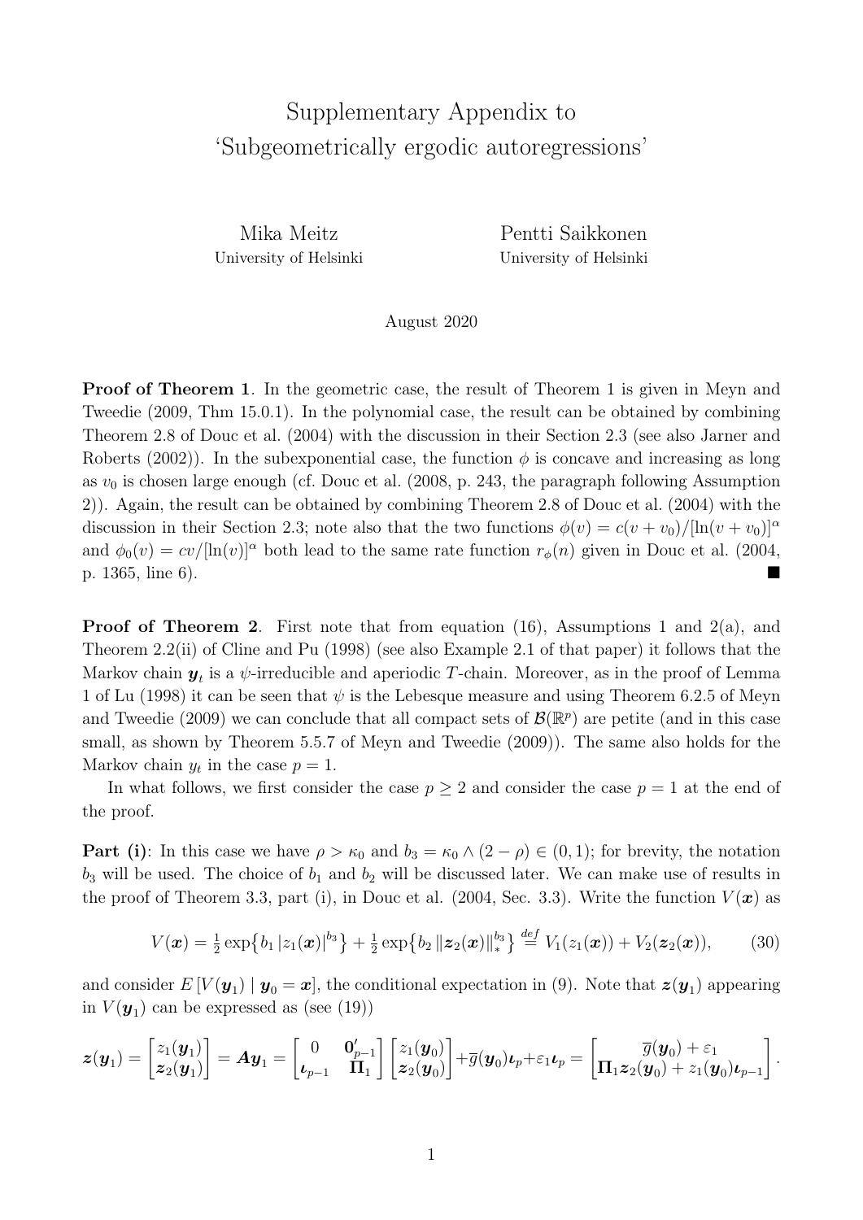# Supplementary Appendix to 'Subgeometrically ergodic autoregressions'

Mika Meitz
University of Helsinki

Pentti Saikkonen
University of Helsinki

August 2020

**Proof of Theorem 1**. In the geometric case, the result of Theorem 1 is given in Meyn and Tweedie (2009, Thm 15.0.1). In the polynomial case, the result can be obtained by combining Theorem 2.8 of Douc et al. (2004) with the discussion in their Section 2.3 (see also Jarner and Roberts (2002)). In the subexponential case, the function $\phi$ is concave and increasing as long as $v_0$ is chosen large enough (cf. Douc et al. (2008, p. 243, the paragraph following Assumption 2)). Again, the result can be obtained by combining Theorem 2.8 of Douc et al. (2004) with the discussion in their Section 2.3; note also that the two functions $\phi(v) = c(v + v_0)/[\ln(v + v_0)]^{\alpha}$ and $\phi_0(v) = cv/[\ln(v)]^{\alpha}$ both lead to the same rate function $r_{\phi}(n)$ given in Douc et al. (2004, p. 1365, line 6). ■

**Proof of Theorem 2**. First note that from equation (16), Assumptions 1 and 2(a), and Theorem 2.2(ii) of Cline and Pu (1998) (see also Example 2.1 of that paper) it follows that the Markov chain $\boldsymbol{y}_t$ is a $\psi$-irreducible and aperiodic $T$-chain. Moreover, as in the proof of Lemma 1 of Lu (1998) it can be seen that $\psi$ is the Lebesque measure and using Theorem 6.2.5 of Meyn and Tweedie (2009) we can conclude that all compact sets of $\mathcal{B}(\mathbb{R}^p)$ are petite (and in this case small, as shown by Theorem 5.5.7 of Meyn and Tweedie (2009)). The same also holds for the Markov chain $y_t$ in the case $p = 1$.

In what follows, we first consider the case $p \geq 2$ and consider the case $p = 1$ at the end of the proof.

**Part (i)**: In this case we have $\rho > \kappa_0$ and $b_3 = \kappa_0 \wedge (2 - \rho) \in (0, 1)$; for brevity, the notation $b_3$ will be used. The choice of $b_1$ and $b_2$ will be discussed later. We can make use of results in the proof of Theorem 3.3, part (i), in Douc et al. (2004, Sec. 3.3). Write the function $V(\boldsymbol{x})$ as

$$V(\boldsymbol{x}) = \tfrac{1}{2}\exp\{b_1 |z_1(\boldsymbol{x})|^{b_3}\} + \tfrac{1}{2}\exp\{b_2 \|\boldsymbol{z}_2(\boldsymbol{x})\|_*^{b_3}\} \overset{def}{=} V_1(z_1(\boldsymbol{x})) + V_2(\boldsymbol{z}_2(\boldsymbol{x})), \tag{30}$$

and consider $E[V(\boldsymbol{y}_1) \mid \boldsymbol{y}_0 = \boldsymbol{x}]$, the conditional expectation in (9). Note that $\boldsymbol{z}(\boldsymbol{y}_1)$ appearing in $V(\boldsymbol{y}_1)$ can be expressed as (see (19))

$$\boldsymbol{z}(\boldsymbol{y}_1) = \begin{bmatrix} z_1(\boldsymbol{y}_1) \\ \boldsymbol{z}_2(\boldsymbol{y}_1) \end{bmatrix} = \boldsymbol{A}\boldsymbol{y}_1 = \begin{bmatrix} 0 & \boldsymbol{0}'_{p-1} \\ \boldsymbol{\iota}_{p-1} & \boldsymbol{\Pi}_1 \end{bmatrix} \begin{bmatrix} z_1(\boldsymbol{y}_0) \\ \boldsymbol{z}_2(\boldsymbol{y}_0) \end{bmatrix} + \overline{g}(\boldsymbol{y}_0)\boldsymbol{\iota}_p + \varepsilon_1 \boldsymbol{\iota}_p = \begin{bmatrix} \overline{g}(\boldsymbol{y}_0) + \varepsilon_1 \\ \boldsymbol{\Pi}_1 \boldsymbol{z}_2(\boldsymbol{y}_0) + z_1(\boldsymbol{y}_0)\boldsymbol{\iota}_{p-1} \end{bmatrix}.$$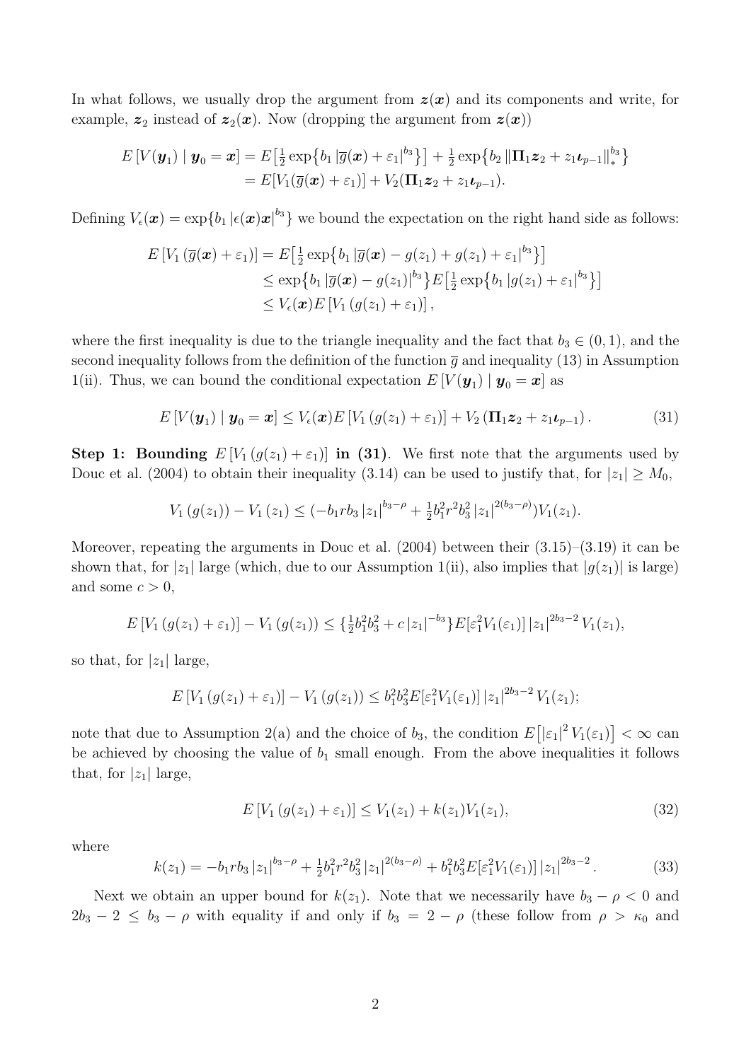In what follows, we usually drop the argument from $\boldsymbol{z}(\boldsymbol{x})$ and its components and write, for example, $\boldsymbol{z}_2$ instead of $\boldsymbol{z}_2(\boldsymbol{x})$. Now (dropping the argument from $\boldsymbol{z}(\boldsymbol{x})$)

$$
\begin{aligned}
E\left[V(\boldsymbol{y}_1) \mid \boldsymbol{y}_0 = \boldsymbol{x}\right] &= E\big[\tfrac{1}{2}\exp\big\{b_1 \left|\overline{g}(\boldsymbol{x}) + \varepsilon_1\right|^{b_3}\big\}\big] + \tfrac{1}{2}\exp\big\{b_2 \left\|\boldsymbol{\Pi}_1 \boldsymbol{z}_2 + z_1 \boldsymbol{\iota}_{p-1}\right\|_*^{b_3}\big\} \\
&= E[V_1(\overline{g}(\boldsymbol{x}) + \varepsilon_1)] + V_2(\boldsymbol{\Pi}_1 \boldsymbol{z}_2 + z_1 \boldsymbol{\iota}_{p-1}).
\end{aligned}
$$

Defining $V_\epsilon(\boldsymbol{x}) = \exp\{b_1 \left|\epsilon(\boldsymbol{x})\boldsymbol{x}\right|^{b_3}\}$ we bound the expectation on the right hand side as follows:

$$
\begin{aligned}
E\left[V_1\left(\overline{g}(\boldsymbol{x}) + \varepsilon_1\right)\right] &= E\big[\tfrac{1}{2}\exp\big\{b_1 \left|\overline{g}(\boldsymbol{x}) - g(z_1) + g(z_1) + \varepsilon_1\right|^{b_3}\big\}\big] \\
&\leq \exp\big\{b_1 \left|\overline{g}(\boldsymbol{x}) - g(z_1)\right|^{b_3}\big\} E\big[\tfrac{1}{2}\exp\big\{b_1 \left|g(z_1) + \varepsilon_1\right|^{b_3}\big\}\big] \\
&\leq V_\epsilon(\boldsymbol{x}) E\left[V_1\left(g(z_1) + \varepsilon_1\right)\right],
\end{aligned}
$$

where the first inequality is due to the triangle inequality and the fact that $b_3 \in (0, 1)$, and the second inequality follows from the definition of the function $\overline{g}$ and inequality (13) in Assumption 1(ii). Thus, we can bound the conditional expectation $E\left[V(\boldsymbol{y}_1) \mid \boldsymbol{y}_0 = \boldsymbol{x}\right]$ as

$$
E\left[V(\boldsymbol{y}_1) \mid \boldsymbol{y}_0 = \boldsymbol{x}\right] \leq V_\epsilon(\boldsymbol{x}) E\left[V_1\left(g(z_1) + \varepsilon_1\right)\right] + V_2\left(\boldsymbol{\Pi}_1 \boldsymbol{z}_2 + z_1 \boldsymbol{\iota}_{p-1}\right). \tag{31}
$$

**Step 1: Bounding $E\left[V_1\left(g(z_1) + \varepsilon_1\right)\right]$ in (31).** We first note that the arguments used by Douc et al. (2004) to obtain their inequality (3.14) can be used to justify that, for $|z_1| \geq M_0$,

$$
V_1\left(g(z_1)\right) - V_1\left(z_1\right) \leq (-b_1 r b_3 \left|z_1\right|^{b_3 - \rho} + \tfrac{1}{2} b_1^2 r^2 b_3^2 \left|z_1\right|^{2(b_3 - \rho)}) V_1(z_1).
$$

Moreover, repeating the arguments in Douc et al. (2004) between their (3.15)–(3.19) it can be shown that, for $|z_1|$ large (which, due to our Assumption 1(ii), also implies that $|g(z_1)|$ is large) and some $c > 0$,

$$
E\left[V_1\left(g(z_1) + \varepsilon_1\right)\right] - V_1\left(g(z_1)\right) \leq \{\tfrac{1}{2} b_1^2 b_3^2 + c\left|z_1\right|^{-b_3}\} E[\varepsilon_1^2 V_1(\varepsilon_1)] \left|z_1\right|^{2b_3 - 2} V_1(z_1),
$$

so that, for $|z_1|$ large,

$$
E\left[V_1\left(g(z_1) + \varepsilon_1\right)\right] - V_1\left(g(z_1)\right) \leq b_1^2 b_3^2 E[\varepsilon_1^2 V_1(\varepsilon_1)] \left|z_1\right|^{2b_3 - 2} V_1(z_1);
$$

note that due to Assumption 2(a) and the choice of $b_3$, the condition $E\big[\left|\varepsilon_1\right|^2 V_1(\varepsilon_1)\big] < \infty$ can be achieved by choosing the value of $b_1$ small enough. From the above inequalities it follows that, for $|z_1|$ large,

$$
E\left[V_1\left(g(z_1) + \varepsilon_1\right)\right] \leq V_1(z_1) + k(z_1) V_1(z_1), \tag{32}
$$

where

$$
k(z_1) = -b_1 r b_3 \left|z_1\right|^{b_3 - \rho} + \tfrac{1}{2} b_1^2 r^2 b_3^2 \left|z_1\right|^{2(b_3 - \rho)} + b_1^2 b_3^2 E[\varepsilon_1^2 V_1(\varepsilon_1)] \left|z_1\right|^{2b_3 - 2}. \tag{33}
$$

Next we obtain an upper bound for $k(z_1)$. Note that we necessarily have $b_3 - \rho < 0$ and $2b_3 - 2 \leq b_3 - \rho$ with equality if and only if $b_3 = 2 - \rho$ (these follow from $\rho > \kappa_0$ and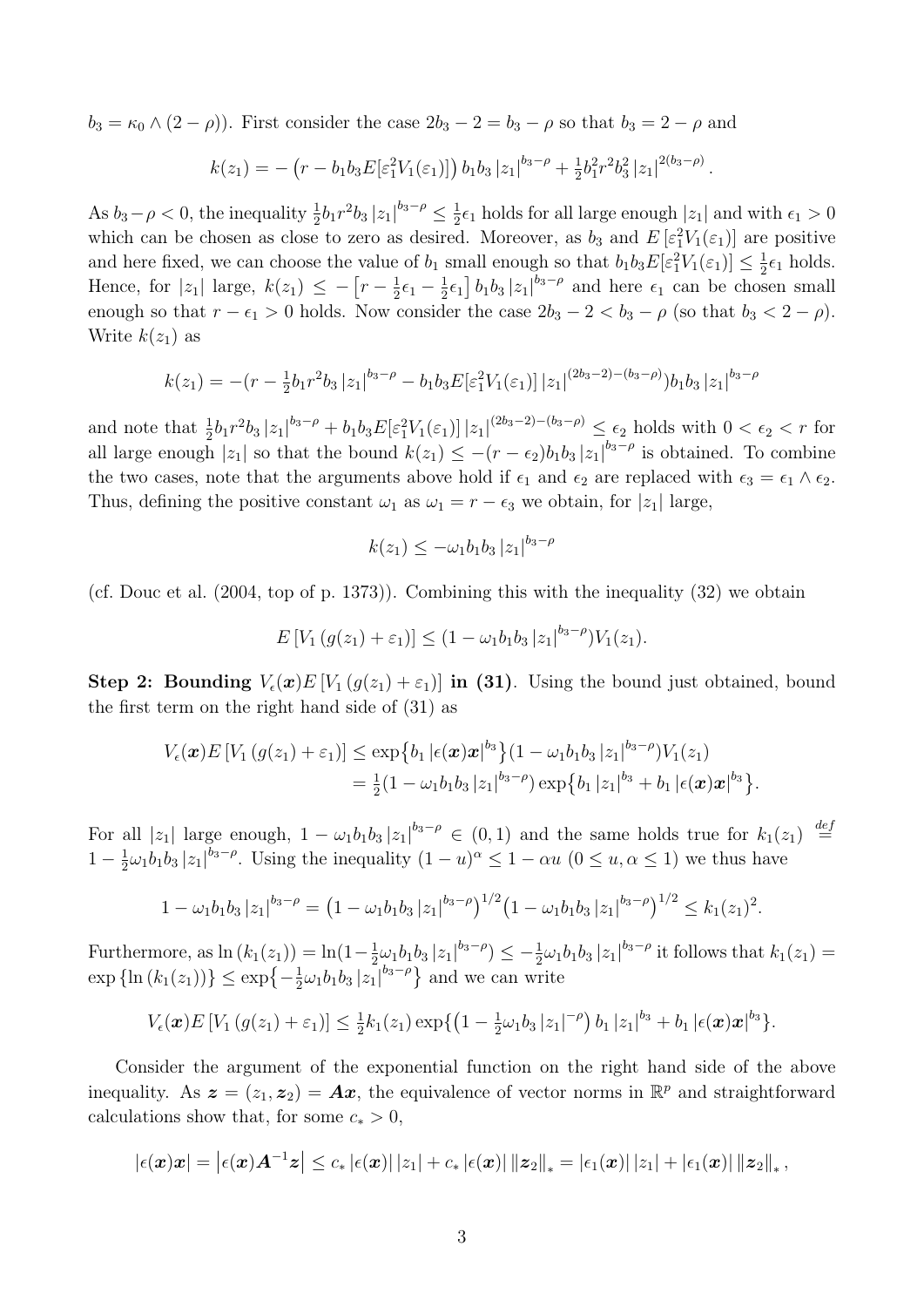$b_3 = \kappa_0 \wedge (2-\rho)$). First consider the case $2b_3 - 2 = b_3 - \rho$ so that $b_3 = 2 - \rho$ and

$$k(z_1) = -\left(r - b_1 b_3 E[\varepsilon_1^2 V_1(\varepsilon_1)]\right) b_1 b_3 \left|z_1\right|^{b_3-\rho} + \tfrac{1}{2} b_1^2 r^2 b_3^2 \left|z_1\right|^{2(b_3-\rho)}.$$

As $b_3 - \rho < 0$, the inequality $\frac{1}{2} b_1 r^2 b_3 \left|z_1\right|^{b_3-\rho} \leq \frac{1}{2}\epsilon_1$ holds for all large enough $|z_1|$ and with $\epsilon_1 > 0$ which can be chosen as close to zero as desired. Moreover, as $b_3$ and $E\left[\varepsilon_1^2 V_1(\varepsilon_1)\right]$ are positive and here fixed, we can choose the value of $b_1$ small enough so that $b_1 b_3 E[\varepsilon_1^2 V_1(\varepsilon_1)] \leq \frac{1}{2}\epsilon_1$ holds. Hence, for $|z_1|$ large, $k(z_1) \leq -\left[r - \frac{1}{2}\epsilon_1 - \frac{1}{2}\epsilon_1\right] b_1 b_3 \left|z_1\right|^{b_3-\rho}$ and here $\epsilon_1$ can be chosen small enough so that $r - \epsilon_1 > 0$ holds. Now consider the case $2b_3 - 2 < b_3 - \rho$ (so that $b_3 < 2 - \rho$). Write $k(z_1)$ as

$$k(z_1) = -(r - \tfrac{1}{2} b_1 r^2 b_3 \left|z_1\right|^{b_3-\rho} - b_1 b_3 E[\varepsilon_1^2 V_1(\varepsilon_1)] \left|z_1\right|^{(2b_3-2)-(b_3-\rho)}) b_1 b_3 \left|z_1\right|^{b_3-\rho}$$

and note that $\frac{1}{2} b_1 r^2 b_3 \left|z_1\right|^{b_3-\rho} + b_1 b_3 E[\varepsilon_1^2 V_1(\varepsilon_1)] \left|z_1\right|^{(2b_3-2)-(b_3-\rho)} \leq \epsilon_2$ holds with $0 < \epsilon_2 < r$ for all large enough $|z_1|$ so that the bound $k(z_1) \leq -(r - \epsilon_2) b_1 b_3 \left|z_1\right|^{b_3-\rho}$ is obtained. To combine the two cases, note that the arguments above hold if $\epsilon_1$ and $\epsilon_2$ are replaced with $\epsilon_3 = \epsilon_1 \wedge \epsilon_2$. Thus, defining the positive constant $\omega_1$ as $\omega_1 = r - \epsilon_3$ we obtain, for $|z_1|$ large,

$$k(z_1) \leq -\omega_1 b_1 b_3 \left|z_1\right|^{b_3-\rho}$$

(cf. Douc et al. (2004, top of p. 1373)). Combining this with the inequality (32) we obtain

$$E\left[V_1\left(g(z_1) + \varepsilon_1\right)\right] \leq (1 - \omega_1 b_1 b_3 \left|z_1\right|^{b_3-\rho}) V_1(z_1).$$

**Step 2: Bounding $V_\epsilon(\boldsymbol{x}) E\left[V_1\left(g(z_1) + \varepsilon_1\right)\right]$ in (31).** Using the bound just obtained, bound the first term on the right hand side of (31) as

$$\begin{aligned} V_\epsilon(\boldsymbol{x}) E\left[V_1\left(g(z_1) + \varepsilon_1\right)\right] &\leq \exp\left\{b_1 \left|\epsilon(\boldsymbol{x})\boldsymbol{x}\right|^{b_3}\right\} (1 - \omega_1 b_1 b_3 \left|z_1\right|^{b_3-\rho}) V_1(z_1) \\ &= \tfrac{1}{2}(1 - \omega_1 b_1 b_3 \left|z_1\right|^{b_3-\rho}) \exp\left\{b_1 \left|z_1\right|^{b_3} + b_1 \left|\epsilon(\boldsymbol{x})\boldsymbol{x}\right|^{b_3}\right\}. \end{aligned}$$

For all $|z_1|$ large enough, $1 - \omega_1 b_1 b_3 \left|z_1\right|^{b_3-\rho} \in (0,1)$ and the same holds true for $k_1(z_1) \stackrel{def}{=} 1 - \frac{1}{2}\omega_1 b_1 b_3 \left|z_1\right|^{b_3-\rho}$. Using the inequality $(1-u)^\alpha \leq 1 - \alpha u$ $(0 \leq u, \alpha \leq 1)$ we thus have

$$1 - \omega_1 b_1 b_3 \left|z_1\right|^{b_3-\rho} = \left(1 - \omega_1 b_1 b_3 \left|z_1\right|^{b_3-\rho}\right)^{1/2} \left(1 - \omega_1 b_1 b_3 \left|z_1\right|^{b_3-\rho}\right)^{1/2} \leq k_1(z_1)^2.$$

Furthermore, as $\ln\left(k_1(z_1)\right) = \ln(1 - \frac{1}{2}\omega_1 b_1 b_3 \left|z_1\right|^{b_3-\rho}) \leq -\frac{1}{2}\omega_1 b_1 b_3 \left|z_1\right|^{b_3-\rho}$ it follows that $k_1(z_1) = \exp\left\{\ln\left(k_1(z_1)\right)\right\} \leq \exp\left\{-\frac{1}{2}\omega_1 b_1 b_3 \left|z_1\right|^{b_3-\rho}\right\}$ and we can write

$$V_\epsilon(\boldsymbol{x}) E\left[V_1\left(g(z_1) + \varepsilon_1\right)\right] \leq \tfrac{1}{2} k_1(z_1) \exp\left\{\left(1 - \tfrac{1}{2}\omega_1 b_3 \left|z_1\right|^{-\rho}\right) b_1 \left|z_1\right|^{b_3} + b_1 \left|\epsilon(\boldsymbol{x})\boldsymbol{x}\right|^{b_3}\right\}.$$

Consider the argument of the exponential function on the right hand side of the above inequality. As $\boldsymbol{z} = (z_1, \boldsymbol{z}_2) = \boldsymbol{A}\boldsymbol{x}$, the equivalence of vector norms in $\mathbb{R}^p$ and straightforward calculations show that, for some $c_* > 0$,

$$\left|\epsilon(\boldsymbol{x})\boldsymbol{x}\right| = \left|\epsilon(\boldsymbol{x})\boldsymbol{A}^{-1}\boldsymbol{z}\right| \leq c_* \left|\epsilon(\boldsymbol{x})\right| \left|z_1\right| + c_* \left|\epsilon(\boldsymbol{x})\right| \left\|\boldsymbol{z}_2\right\|_* = \left|\epsilon_1(\boldsymbol{x})\right| \left|z_1\right| + \left|\epsilon_1(\boldsymbol{x})\right| \left\|\boldsymbol{z}_2\right\|_*,$$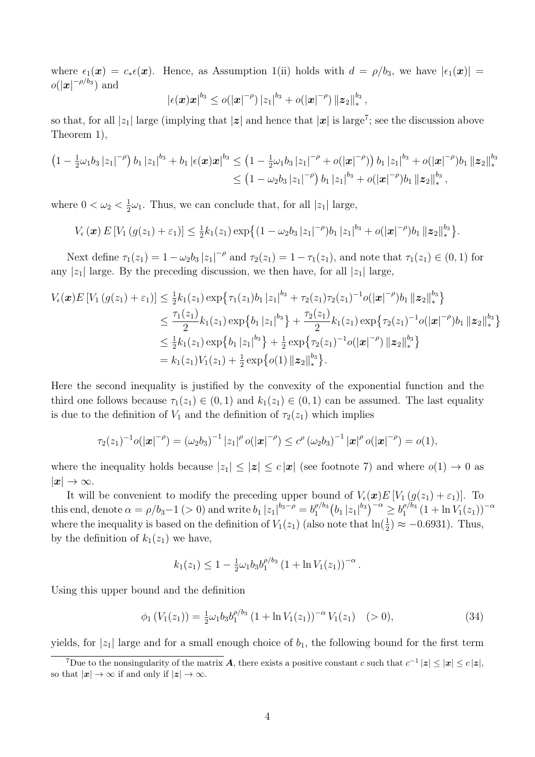where $\epsilon_1(\boldsymbol{x}) = c_*\epsilon(\boldsymbol{x})$. Hence, as Assumption 1(ii) holds with $d = \rho/b_3$, we have $|\epsilon_1(\boldsymbol{x})| = o(|\boldsymbol{x}|^{-\rho/b_3})$ and

$$|\epsilon(\boldsymbol{x})\boldsymbol{x}|^{b_3} \leq o(|\boldsymbol{x}|^{-\rho})\,|z_1|^{b_3} + o(|\boldsymbol{x}|^{-\rho})\,\|\boldsymbol{z}_2\|_*^{b_3},$$

so that, for all $|z_1|$ large (implying that $|\boldsymbol{z}|$ and hence that $|\boldsymbol{x}|$ is large[7]; see the discussion above Theorem 1),

$$\begin{aligned}\left(1 - \tfrac{1}{2}\omega_1 b_3 |z_1|^{-\rho}\right) b_1 |z_1|^{b_3} + b_1 |\epsilon(\boldsymbol{x})\boldsymbol{x}|^{b_3} &\leq \left(1 - \tfrac{1}{2}\omega_1 b_3 |z_1|^{-\rho} + o(|\boldsymbol{x}|^{-\rho})\right) b_1 |z_1|^{b_3} + o(|\boldsymbol{x}|^{-\rho}) b_1 \|\boldsymbol{z}_2\|_*^{b_3} \\ &\leq \left(1 - \omega_2 b_3 |z_1|^{-\rho}\right) b_1 |z_1|^{b_3} + o(|\boldsymbol{x}|^{-\rho}) b_1 \|\boldsymbol{z}_2\|_*^{b_3},\end{aligned}$$

where $0 < \omega_2 < \frac{1}{2}\omega_1$. Thus, we can conclude that, for all $|z_1|$ large,

$$V_\epsilon(\boldsymbol{x})\, E\left[V_1\left(g(z_1) + \varepsilon_1\right)\right] \leq \tfrac{1}{2}k_1(z_1)\exp\left\{(1 - \omega_2 b_3 |z_1|^{-\rho}) b_1 |z_1|^{b_3} + o(|\boldsymbol{x}|^{-\rho}) b_1 \|\boldsymbol{z}_2\|_*^{b_3}\right\}.$$

Next define $\tau_1(z_1) = 1 - \omega_2 b_3 |z_1|^{-\rho}$ and $\tau_2(z_1) = 1 - \tau_1(z_1)$, and note that $\tau_1(z_1) \in (0,1)$ for any $|z_1|$ large. By the preceding discussion, we then have, for all $|z_1|$ large,

$$\begin{aligned}V_\epsilon(\boldsymbol{x}) E\left[V_1\left(g(z_1) + \varepsilon_1\right)\right] &\leq \tfrac{1}{2}k_1(z_1)\exp\left\{\tau_1(z_1) b_1 |z_1|^{b_3} + \tau_2(z_1)\tau_2(z_1)^{-1} o(|\boldsymbol{x}|^{-\rho}) b_1 \|\boldsymbol{z}_2\|_*^{b_3}\right\} \\ &\leq \frac{\tau_1(z_1)}{2} k_1(z_1)\exp\left\{b_1 |z_1|^{b_3}\right\} + \frac{\tau_2(z_1)}{2} k_1(z_1)\exp\left\{\tau_2(z_1)^{-1} o(|\boldsymbol{x}|^{-\rho}) b_1 \|\boldsymbol{z}_2\|_*^{b_3}\right\} \\ &\leq \tfrac{1}{2}k_1(z_1)\exp\left\{b_1 |z_1|^{b_3}\right\} + \tfrac{1}{2}\exp\left\{\tau_2(z_1)^{-1} o(|\boldsymbol{x}|^{-\rho}) \|\boldsymbol{z}_2\|_*^{b_3}\right\} \\ &= k_1(z_1) V_1(z_1) + \tfrac{1}{2}\exp\left\{o(1)\,\|\boldsymbol{z}_2\|_*^{b_3}\right\}.\end{aligned}$$

Here the second inequality is justified by the convexity of the exponential function and the third one follows because $\tau_1(z_1) \in (0,1)$ and $k_1(z_1) \in (0,1)$ can be assumed. The last equality is due to the definition of $V_1$ and the definition of $\tau_2(z_1)$ which implies

$$\tau_2(z_1)^{-1} o(|\boldsymbol{x}|^{-\rho}) = (\omega_2 b_3)^{-1} |z_1|^{\rho}\, o(|\boldsymbol{x}|^{-\rho}) \leq c^{\rho}\,(\omega_2 b_3)^{-1} |\boldsymbol{x}|^{\rho}\, o(|\boldsymbol{x}|^{-\rho}) = o(1),$$

where the inequality holds because $|z_1| \leq |\boldsymbol{z}| \leq c\,|\boldsymbol{x}|$ (see footnote 7) and where $o(1) \to 0$ as $|\boldsymbol{x}| \to \infty$.

It will be convenient to modify the preceding upper bound of $V_\epsilon(\boldsymbol{x}) E\left[V_1\left(g(z_1) + \varepsilon_1\right)\right]$. To this end, denote $\alpha = \rho/b_3 - 1\ (> 0)$ and write $b_1 |z_1|^{b_3 - \rho} = b_1^{\rho/b_3}\left(b_1 |z_1|^{b_3}\right)^{-\alpha} \geq b_1^{\rho/b_3}\left(1 + \ln V_1(z_1)\right)^{-\alpha}$ where the inequality is based on the definition of $V_1(z_1)$ (also note that $\ln(\frac{1}{2}) \approx -0.6931$). Thus, by the definition of $k_1(z_1)$ we have,

$$k_1(z_1) \leq 1 - \tfrac{1}{2}\omega_1 b_3 b_1^{\rho/b_3}\left(1 + \ln V_1(z_1)\right)^{-\alpha}.$$

Using this upper bound and the definition

$$\phi_1\left(V_1(z_1)\right) = \tfrac{1}{2}\omega_1 b_3 b_1^{\rho/b_3}\left(1 + \ln V_1(z_1)\right)^{-\alpha} V_1(z_1) \quad (> 0), \tag{34}$$

yields, for $|z_1|$ large and for a small enough choice of $b_1$, the following bound for the first term

[7] Due to the nonsingularity of the matrix $\boldsymbol{A}$, there exists a positive constant $c$ such that $c^{-1}|\boldsymbol{z}| \leq |\boldsymbol{x}| \leq c\,|\boldsymbol{z}|$, so that $|\boldsymbol{x}| \to \infty$ if and only if $|\boldsymbol{z}| \to \infty$.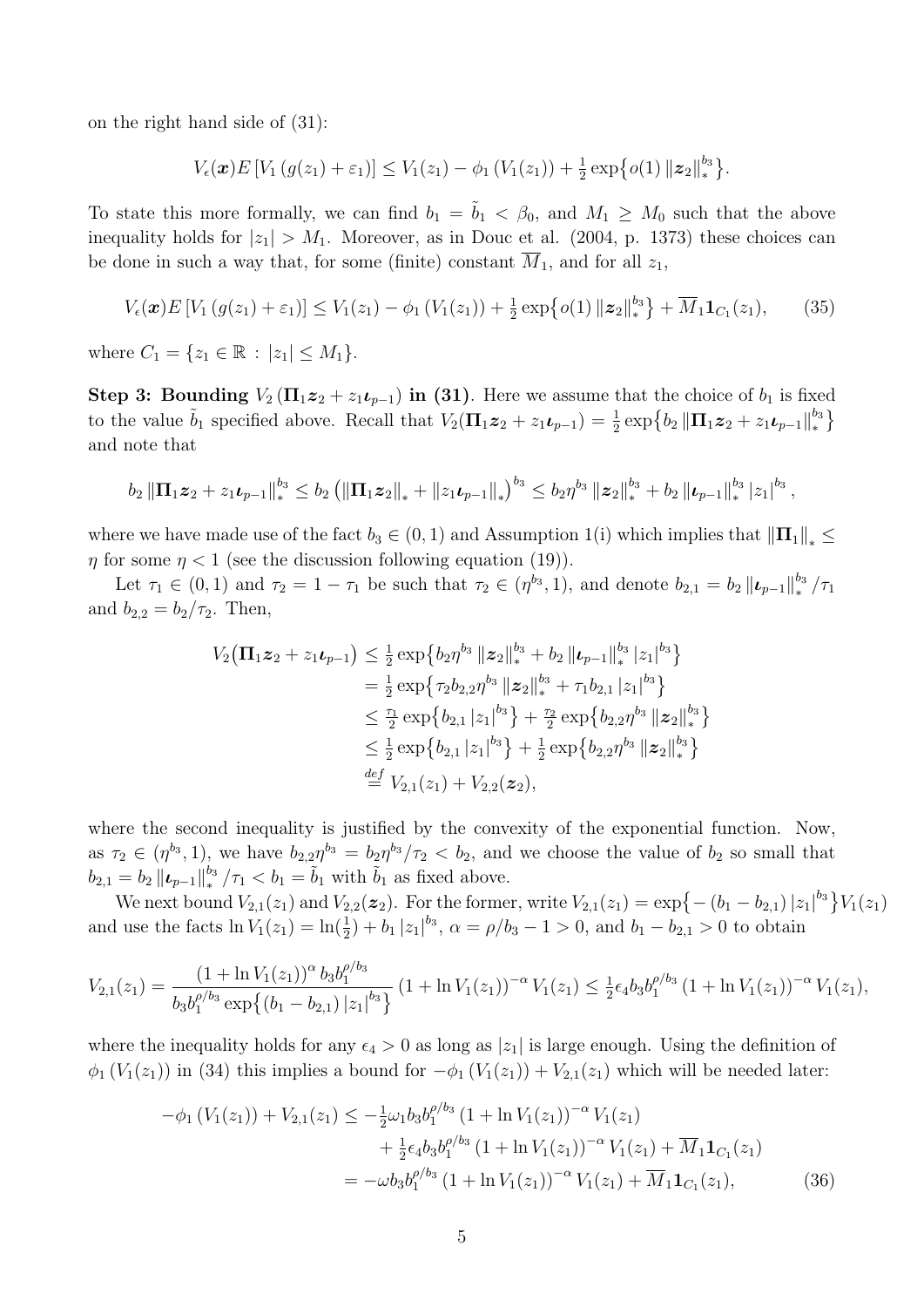on the right hand side of (31):

$$V_\epsilon(\boldsymbol{x})E\left[V_1\left(g(z_1)+\varepsilon_1\right)\right] \leq V_1(z_1) - \phi_1\left(V_1(z_1)\right) + \tfrac{1}{2}\exp\left\{o(1)\left\|\boldsymbol{z}_2\right\|_*^{b_3}\right\}.$$

To state this more formally, we can find $b_1 = \tilde{b}_1 < \beta_0$, and $M_1 \geq M_0$ such that the above inequality holds for $|z_1| > M_1$. Moreover, as in Douc et al. (2004, p. 1373) these choices can be done in such a way that, for some (finite) constant $\overline{M}_1$, and for all $z_1$,

$$V_\epsilon(\boldsymbol{x})E\left[V_1\left(g(z_1)+\varepsilon_1\right)\right] \leq V_1(z_1) - \phi_1\left(V_1(z_1)\right) + \tfrac{1}{2}\exp\left\{o(1)\left\|\boldsymbol{z}_2\right\|_*^{b_3}\right\} + \overline{M}_1\mathbf{1}_{C_1}(z_1), \tag{35}$$

where $C_1 = \{z_1 \in \mathbb{R} : |z_1| \leq M_1\}$.

**Step 3: Bounding $V_2\left(\boldsymbol{\Pi}_1\boldsymbol{z}_2 + z_1\boldsymbol{\iota}_{p-1}\right)$ in (31).** Here we assume that the choice of $b_1$ is fixed to the value $\tilde{b}_1$ specified above. Recall that $V_2(\boldsymbol{\Pi}_1\boldsymbol{z}_2 + z_1\boldsymbol{\iota}_{p-1}) = \frac{1}{2}\exp\left\{b_2\left\|\boldsymbol{\Pi}_1\boldsymbol{z}_2 + z_1\boldsymbol{\iota}_{p-1}\right\|_*^{b_3}\right\}$ and note that

$$b_2\left\|\boldsymbol{\Pi}_1\boldsymbol{z}_2 + z_1\boldsymbol{\iota}_{p-1}\right\|_*^{b_3} \leq b_2\left(\left\|\boldsymbol{\Pi}_1\boldsymbol{z}_2\right\|_* + \left\|z_1\boldsymbol{\iota}_{p-1}\right\|_*\right)^{b_3} \leq b_2\eta^{b_3}\left\|\boldsymbol{z}_2\right\|_*^{b_3} + b_2\left\|\boldsymbol{\iota}_{p-1}\right\|_*^{b_3}\left|z_1\right|^{b_3},$$

where we have made use of the fact $b_3 \in (0,1)$ and Assumption 1(i) which implies that $\left\|\boldsymbol{\Pi}_1\right\|_* \leq \eta$ for some $\eta < 1$ (see the discussion following equation (19)).

Let $\tau_1 \in (0,1)$ and $\tau_2 = 1-\tau_1$ be such that $\tau_2 \in (\eta^{b_3}, 1)$, and denote $b_{2,1} = b_2\left\|\boldsymbol{\iota}_{p-1}\right\|_*^{b_3}/\tau_1$ and $b_{2,2} = b_2/\tau_2$. Then,

$$\begin{aligned}
V_2\left(\boldsymbol{\Pi}_1\boldsymbol{z}_2 + z_1\boldsymbol{\iota}_{p-1}\right) &\leq \tfrac{1}{2}\exp\left\{b_2\eta^{b_3}\left\|\boldsymbol{z}_2\right\|_*^{b_3} + b_2\left\|\boldsymbol{\iota}_{p-1}\right\|_*^{b_3}\left|z_1\right|^{b_3}\right\} \\
&= \tfrac{1}{2}\exp\left\{\tau_2 b_{2,2}\eta^{b_3}\left\|\boldsymbol{z}_2\right\|_*^{b_3} + \tau_1 b_{2,1}\left|z_1\right|^{b_3}\right\} \\
&\leq \tfrac{\tau_1}{2}\exp\left\{b_{2,1}\left|z_1\right|^{b_3}\right\} + \tfrac{\tau_2}{2}\exp\left\{b_{2,2}\eta^{b_3}\left\|\boldsymbol{z}_2\right\|_*^{b_3}\right\} \\
&\leq \tfrac{1}{2}\exp\left\{b_{2,1}\left|z_1\right|^{b_3}\right\} + \tfrac{1}{2}\exp\left\{b_{2,2}\eta^{b_3}\left\|\boldsymbol{z}_2\right\|_*^{b_3}\right\} \\
&\overset{def}{=} V_{2,1}(z_1) + V_{2,2}(\boldsymbol{z}_2),
\end{aligned}$$

where the second inequality is justified by the convexity of the exponential function. Now, as $\tau_2 \in (\eta^{b_3}, 1)$, we have $b_{2,2}\eta^{b_3} = b_2\eta^{b_3}/\tau_2 < b_2$, and we choose the value of $b_2$ so small that $b_{2,1} = b_2\left\|\boldsymbol{\iota}_{p-1}\right\|_*^{b_3}/\tau_1 < b_1 = \tilde{b}_1$ with $\tilde{b}_1$ as fixed above.

We next bound $V_{2,1}(z_1)$ and $V_{2,2}(\boldsymbol{z}_2)$. For the former, write $V_{2,1}(z_1) = \exp\left\{-\left(b_1 - b_{2,1}\right)\left|z_1\right|^{b_3}\right\}V_1(z_1)$ and use the facts $\ln V_1(z_1) = \ln(\frac{1}{2}) + b_1\left|z_1\right|^{b_3}$, $\alpha = \rho/b_3 - 1 > 0$, and $b_1 - b_{2,1} > 0$ to obtain

$$V_{2,1}(z_1) = \frac{\left(1+\ln V_1(z_1)\right)^{\alpha} b_3 b_1^{\rho/b_3}}{b_3 b_1^{\rho/b_3}\exp\left\{\left(b_1 - b_{2,1}\right)\left|z_1\right|^{b_3}\right\}}\left(1+\ln V_1(z_1)\right)^{-\alpha}V_1(z_1) \leq \tfrac{1}{2}\epsilon_4 b_3 b_1^{\rho/b_3}\left(1+\ln V_1(z_1)\right)^{-\alpha}V_1(z_1),$$

where the inequality holds for any $\epsilon_4 > 0$ as long as $|z_1|$ is large enough. Using the definition of $\phi_1\left(V_1(z_1)\right)$ in (34) this implies a bound for $-\phi_1\left(V_1(z_1)\right) + V_{2,1}(z_1)$ which will be needed later:

$$\begin{aligned}
-\phi_1\left(V_1(z_1)\right) + V_{2,1}(z_1) &\leq -\tfrac{1}{2}\omega_1 b_3 b_1^{\rho/b_3}\left(1+\ln V_1(z_1)\right)^{-\alpha}V_1(z_1) \\
&\quad + \tfrac{1}{2}\epsilon_4 b_3 b_1^{\rho/b_3}\left(1+\ln V_1(z_1)\right)^{-\alpha}V_1(z_1) + \overline{M}_1\mathbf{1}_{C_1}(z_1) \\
&= -\omega b_3 b_1^{\rho/b_3}\left(1+\ln V_1(z_1)\right)^{-\alpha}V_1(z_1) + \overline{M}_1\mathbf{1}_{C_1}(z_1),
\end{aligned} \tag{36}$$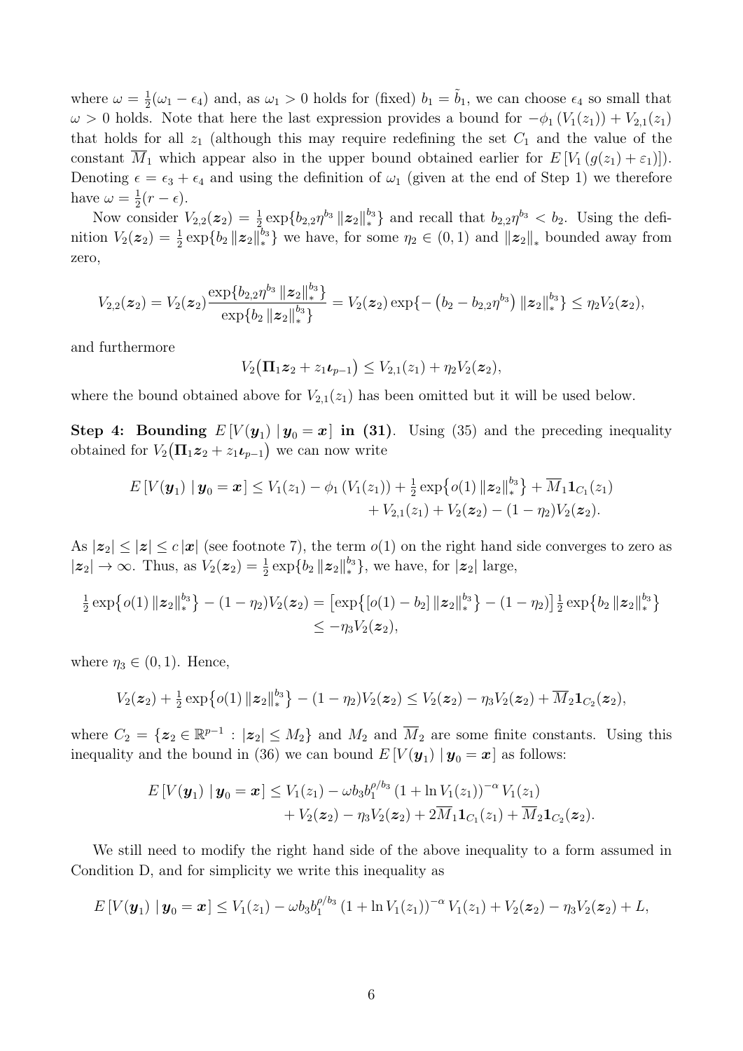where $\omega = \frac{1}{2}(\omega_1 - \epsilon_4)$ and, as $\omega_1 > 0$ holds for (fixed) $b_1 = \tilde{b}_1$, we can choose $\epsilon_4$ so small that $\omega > 0$ holds. Note that here the last expression provides a bound for $-\phi_1(V_1(z_1)) + V_{2,1}(z_1)$ that holds for all $z_1$ (although this may require redefining the set $C_1$ and the value of the constant $\overline{M}_1$ which appear also in the upper bound obtained earlier for $E[V_1(g(z_1) + \varepsilon_1)]$). Denoting $\epsilon = \epsilon_3 + \epsilon_4$ and using the definition of $\omega_1$ (given at the end of Step 1) we therefore have $\omega = \frac{1}{2}(r - \epsilon)$.

Now consider $V_{2,2}(\boldsymbol{z}_2) = \frac{1}{2}\exp\{b_{2,2}\eta^{b_3}\|\boldsymbol{z}_2\|_*^{b_3}\}$ and recall that $b_{2,2}\eta^{b_3} < b_2$. Using the definition $V_2(\boldsymbol{z}_2) = \frac{1}{2}\exp\{b_2\|\boldsymbol{z}_2\|_*^{b_3}\}$ we have, for some $\eta_2 \in (0,1)$ and $\|\boldsymbol{z}_2\|_*$ bounded away from zero,

$$V_{2,2}(\boldsymbol{z}_2) = V_2(\boldsymbol{z}_2)\frac{\exp\{b_{2,2}\eta^{b_3}\|\boldsymbol{z}_2\|_*^{b_3}\}}{\exp\{b_2\|\boldsymbol{z}_2\|_*^{b_3}\}} = V_2(\boldsymbol{z}_2)\exp\{-\left(b_2 - b_{2,2}\eta^{b_3}\right)\|\boldsymbol{z}_2\|_*^{b_3}\} \le \eta_2 V_2(\boldsymbol{z}_2),$$

and furthermore

$$V_2\big(\boldsymbol{\Pi}_1\boldsymbol{z}_2 + z_1\boldsymbol{\iota}_{p-1}\big) \le V_{2,1}(z_1) + \eta_2 V_2(\boldsymbol{z}_2),$$

where the bound obtained above for $V_{2,1}(z_1)$ has been omitted but it will be used below.

**Step 4: Bounding $E[V(\boldsymbol{y}_1) \mid \boldsymbol{y}_0 = \boldsymbol{x}]$ in (31).** Using (35) and the preceding inequality obtained for $V_2\big(\boldsymbol{\Pi}_1\boldsymbol{z}_2 + z_1\boldsymbol{\iota}_{p-1}\big)$ we can now write

$$\begin{aligned} E[V(\boldsymbol{y}_1) \mid \boldsymbol{y}_0 = \boldsymbol{x}] \le V_1(z_1) - \phi_1(V_1(z_1)) + \tfrac{1}{2}\exp\{o(1)\|\boldsymbol{z}_2\|_*^{b_3}\} + \overline{M}_1\mathbf{1}_{C_1}(z_1) \\ + V_{2,1}(z_1) + V_2(\boldsymbol{z}_2) - (1-\eta_2)V_2(\boldsymbol{z}_2). \end{aligned}$$

As $|\boldsymbol{z}_2| \le |\boldsymbol{z}| \le c\,|\boldsymbol{x}|$ (see footnote 7), the term $o(1)$ on the right hand side converges to zero as $|\boldsymbol{z}_2| \to \infty$. Thus, as $V_2(\boldsymbol{z}_2) = \frac{1}{2}\exp\{b_2\|\boldsymbol{z}_2\|_*^{b_3}\}$, we have, for $|\boldsymbol{z}_2|$ large,

$$\begin{aligned} \tfrac{1}{2}\exp\{o(1)\|\boldsymbol{z}_2\|_*^{b_3}\} - (1-\eta_2)V_2(\boldsymbol{z}_2) &= \left[\exp\{[o(1) - b_2]\|\boldsymbol{z}_2\|_*^{b_3}\} - (1-\eta_2)\right]\tfrac{1}{2}\exp\{b_2\|\boldsymbol{z}_2\|_*^{b_3}\} \\ &\le -\eta_3 V_2(\boldsymbol{z}_2), \end{aligned}$$

where $\eta_3 \in (0,1)$. Hence,

$$V_2(\boldsymbol{z}_2) + \tfrac{1}{2}\exp\{o(1)\|\boldsymbol{z}_2\|_*^{b_3}\} - (1-\eta_2)V_2(\boldsymbol{z}_2) \le V_2(\boldsymbol{z}_2) - \eta_3 V_2(\boldsymbol{z}_2) + \overline{M}_2\mathbf{1}_{C_2}(\boldsymbol{z}_2),$$

where $C_2 = \{\boldsymbol{z}_2 \in \mathbb{R}^{p-1} : |\boldsymbol{z}_2| \le M_2\}$ and $M_2$ and $\overline{M}_2$ are some finite constants. Using this inequality and the bound in (36) we can bound $E[V(\boldsymbol{y}_1) \mid \boldsymbol{y}_0 = \boldsymbol{x}]$ as follows:

$$\begin{aligned} E[V(\boldsymbol{y}_1) \mid \boldsymbol{y}_0 = \boldsymbol{x}] \le V_1(z_1) - \omega b_3 b_1^{\rho/b_3}(1 + \ln V_1(z_1))^{-\alpha} V_1(z_1) \\ + V_2(\boldsymbol{z}_2) - \eta_3 V_2(\boldsymbol{z}_2) + 2\overline{M}_1\mathbf{1}_{C_1}(z_1) + \overline{M}_2\mathbf{1}_{C_2}(\boldsymbol{z}_2). \end{aligned}$$

We still need to modify the right hand side of the above inequality to a form assumed in Condition D, and for simplicity we write this inequality as

$$E[V(\boldsymbol{y}_1) \mid \boldsymbol{y}_0 = \boldsymbol{x}] \le V_1(z_1) - \omega b_3 b_1^{\rho/b_3}(1 + \ln V_1(z_1))^{-\alpha} V_1(z_1) + V_2(\boldsymbol{z}_2) - \eta_3 V_2(\boldsymbol{z}_2) + L,$$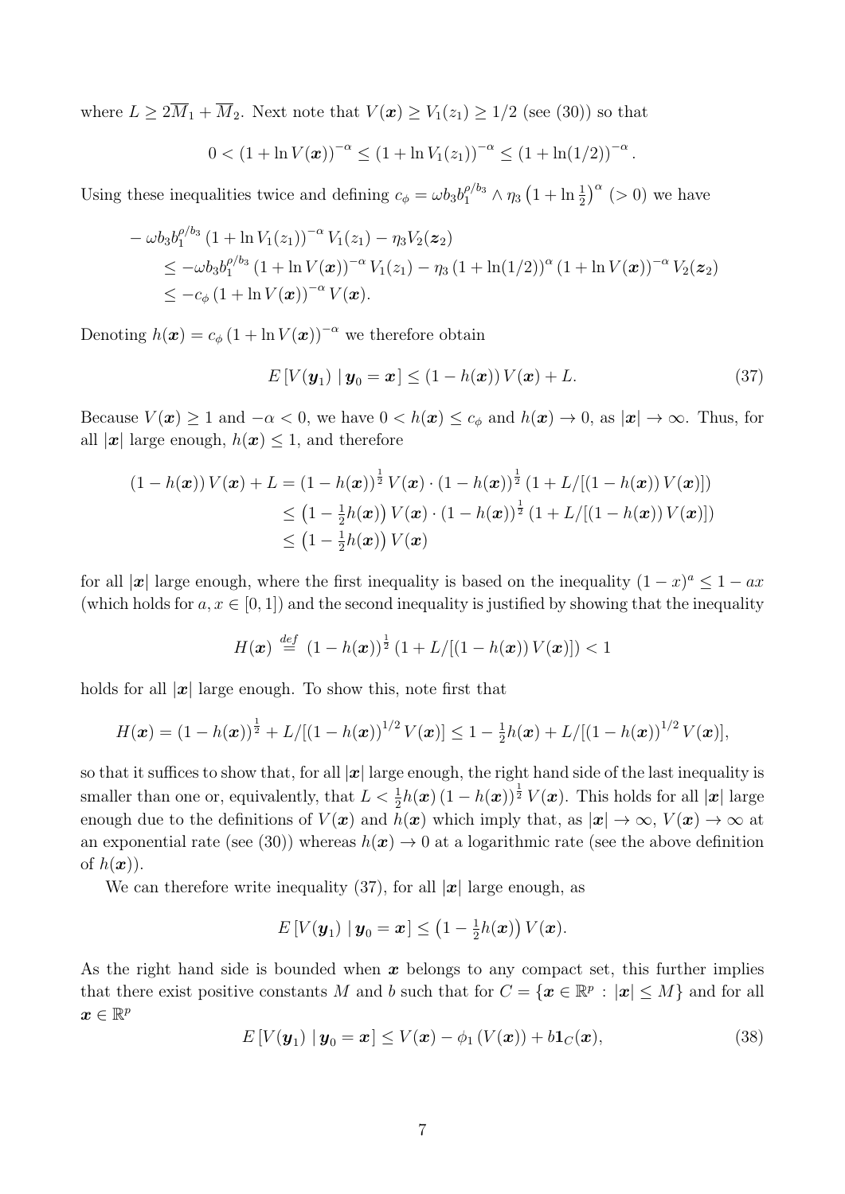where $L \geq 2\overline{M}_1 + \overline{M}_2$. Next note that $V(\boldsymbol{x}) \geq V_1(z_1) \geq 1/2$ (see (30)) so that

$$0 < (1 + \ln V(\boldsymbol{x}))^{-\alpha} \leq (1 + \ln V_1(z_1))^{-\alpha} \leq (1 + \ln(1/2))^{-\alpha}.$$

Using these inequalities twice and defining $c_\phi = \omega b_3 b_1^{\rho/b_3} \wedge \eta_3 \left(1 + \ln \frac{1}{2}\right)^\alpha$ $(> 0)$ we have

$$\begin{aligned}
&- \omega b_3 b_1^{\rho/b_3} (1 + \ln V_1(z_1))^{-\alpha} V_1(z_1) - \eta_3 V_2(\boldsymbol{z}_2) \\
&\quad \leq -\omega b_3 b_1^{\rho/b_3} (1 + \ln V(\boldsymbol{x}))^{-\alpha} V_1(z_1) - \eta_3 (1 + \ln(1/2))^\alpha (1 + \ln V(\boldsymbol{x}))^{-\alpha} V_2(\boldsymbol{z}_2) \\
&\quad \leq -c_\phi (1 + \ln V(\boldsymbol{x}))^{-\alpha} V(\boldsymbol{x}).
\end{aligned}$$

Denoting $h(\boldsymbol{x}) = c_\phi (1 + \ln V(\boldsymbol{x}))^{-\alpha}$ we therefore obtain

$$E\left[V(\boldsymbol{y}_1) \mid \boldsymbol{y}_0 = \boldsymbol{x}\right] \leq (1 - h(\boldsymbol{x}))\, V(\boldsymbol{x}) + L. \tag{37}$$

Because $V(\boldsymbol{x}) \geq 1$ and $-\alpha < 0$, we have $0 < h(\boldsymbol{x}) \leq c_\phi$ and $h(\boldsymbol{x}) \to 0$, as $|\boldsymbol{x}| \to \infty$. Thus, for all $|\boldsymbol{x}|$ large enough, $h(\boldsymbol{x}) \leq 1$, and therefore

$$\begin{aligned}
(1 - h(\boldsymbol{x}))\, V(\boldsymbol{x}) + L &= (1 - h(\boldsymbol{x}))^{\frac{1}{2}}\, V(\boldsymbol{x}) \cdot (1 - h(\boldsymbol{x}))^{\frac{1}{2}} \left(1 + L/[(1 - h(\boldsymbol{x}))\, V(\boldsymbol{x})]\right) \\
&\leq \left(1 - \tfrac{1}{2} h(\boldsymbol{x})\right) V(\boldsymbol{x}) \cdot (1 - h(\boldsymbol{x}))^{\frac{1}{2}} \left(1 + L/[(1 - h(\boldsymbol{x}))\, V(\boldsymbol{x})]\right) \\
&\leq \left(1 - \tfrac{1}{2} h(\boldsymbol{x})\right) V(\boldsymbol{x})
\end{aligned}$$

for all $|\boldsymbol{x}|$ large enough, where the first inequality is based on the inequality $(1 - x)^a \leq 1 - ax$ (which holds for $a, x \in [0, 1]$) and the second inequality is justified by showing that the inequality

$$H(\boldsymbol{x}) \stackrel{def}{=} (1 - h(\boldsymbol{x}))^{\frac{1}{2}} \left(1 + L/[(1 - h(\boldsymbol{x}))\, V(\boldsymbol{x})]\right) < 1$$

holds for all $|\boldsymbol{x}|$ large enough. To show this, note first that

$$H(\boldsymbol{x}) = (1 - h(\boldsymbol{x}))^{\frac{1}{2}} + L/[(1 - h(\boldsymbol{x}))^{1/2}\, V(\boldsymbol{x})] \leq 1 - \tfrac{1}{2} h(\boldsymbol{x}) + L/[(1 - h(\boldsymbol{x}))^{1/2}\, V(\boldsymbol{x})],$$

so that it suffices to show that, for all $|\boldsymbol{x}|$ large enough, the right hand side of the last inequality is smaller than one or, equivalently, that $L < \frac{1}{2} h(\boldsymbol{x}) (1 - h(\boldsymbol{x}))^{\frac{1}{2}} V(\boldsymbol{x})$. This holds for all $|\boldsymbol{x}|$ large enough due to the definitions of $V(\boldsymbol{x})$ and $h(\boldsymbol{x})$ which imply that, as $|\boldsymbol{x}| \to \infty$, $V(\boldsymbol{x}) \to \infty$ at an exponential rate (see (30)) whereas $h(\boldsymbol{x}) \to 0$ at a logarithmic rate (see the above definition of $h(\boldsymbol{x})$).

We can therefore write inequality (37), for all $|\boldsymbol{x}|$ large enough, as

$$E\left[V(\boldsymbol{y}_1) \mid \boldsymbol{y}_0 = \boldsymbol{x}\right] \leq \left(1 - \tfrac{1}{2} h(\boldsymbol{x})\right) V(\boldsymbol{x}).$$

As the right hand side is bounded when $\boldsymbol{x}$ belongs to any compact set, this further implies that there exist positive constants $M$ and $b$ such that for $C = \{\boldsymbol{x} \in \mathbb{R}^p : |\boldsymbol{x}| \leq M\}$ and for all $\boldsymbol{x} \in \mathbb{R}^p$

$$E\left[V(\boldsymbol{y}_1) \mid \boldsymbol{y}_0 = \boldsymbol{x}\right] \leq V(\boldsymbol{x}) - \phi_1\left(V(\boldsymbol{x})\right) + b\mathbf{1}_C(\boldsymbol{x}), \tag{38}$$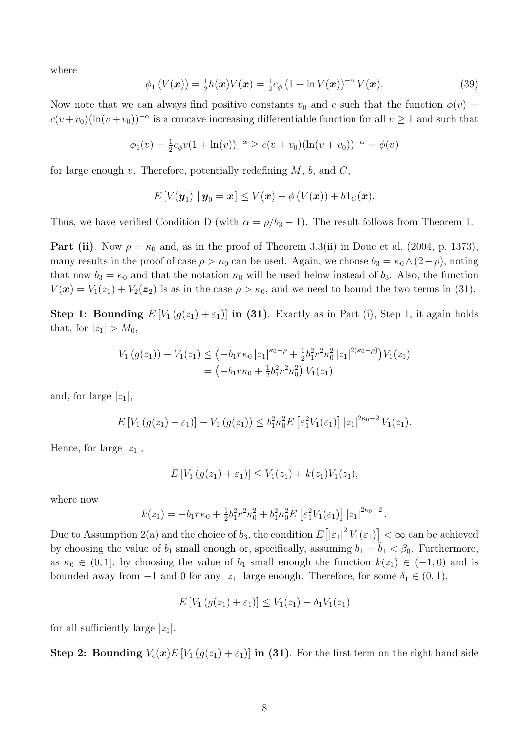where

$$\phi_1\left(V(\boldsymbol{x})\right) = \tfrac{1}{2}h(\boldsymbol{x})V(\boldsymbol{x}) = \tfrac{1}{2}c_\phi\left(1+\ln V(\boldsymbol{x})\right)^{-\alpha}V(\boldsymbol{x}). \tag{39}$$

Now note that we can always find positive constants $v_0$ and $c$ such that the function $\phi(v) = c(v+v_0)(\ln(v+v_0))^{-\alpha}$ is a concave increasing differentiable function for all $v \geq 1$ and such that

$$\phi_1(v) = \tfrac{1}{2}c_\phi v(1+\ln(v))^{-\alpha} \geq c(v+v_0)(\ln(v+v_0))^{-\alpha} = \phi(v)$$

for large enough $v$. Therefore, potentially redefining $M$, $b$, and $C$,

$$E\left[V(\boldsymbol{y}_1) \mid \boldsymbol{y}_0 = \boldsymbol{x}\right] \leq V(\boldsymbol{x}) - \phi\left(V(\boldsymbol{x})\right) + b\mathbf{1}_C(\boldsymbol{x}).$$

Thus, we have verified Condition D (with $\alpha = \rho/b_3 - 1$). The result follows from Theorem 1.

**Part (ii)**. Now $\rho = \kappa_0$ and, as in the proof of Theorem 3.3(ii) in Douc et al. (2004, p. 1373), many results in the proof of case $\rho > \kappa_0$ can be used. Again, we choose $b_3 = \kappa_0 \wedge (2-\rho)$, noting that now $b_3 = \kappa_0$ and that the notation $\kappa_0$ will be used below instead of $b_3$. Also, the function $V(\boldsymbol{x}) = V_1(z_1) + V_2(\boldsymbol{z}_2)$ is as in the case $\rho > \kappa_0$, and we need to bound the two terms in (31).

**Step 1: Bounding $E\left[V_1\left(g(z_1)+\varepsilon_1\right)\right]$ in (31)**. Exactly as in Part (i), Step 1, it again holds that, for $|z_1| > M_0$,

$$\begin{aligned} V_1\left(g(z_1)\right) - V_1(z_1) &\leq \left(-b_1 r\kappa_0 \left|z_1\right|^{\kappa_0-\rho} + \tfrac{1}{2}b_1^2 r^2\kappa_0^2 \left|z_1\right|^{2(\kappa_0-\rho)}\right)V_1(z_1) \\ &= \left(-b_1 r\kappa_0 + \tfrac{1}{2}b_1^2 r^2\kappa_0^2\right)V_1(z_1) \end{aligned}$$

and, for large $|z_1|$,

$$E\left[V_1\left(g(z_1)+\varepsilon_1\right)\right] - V_1\left(g(z_1)\right) \leq b_1^2\kappa_0^2 E\left[\varepsilon_1^2 V_1(\varepsilon_1)\right]\left|z_1\right|^{2\kappa_0-2}V_1(z_1).$$

Hence, for large $|z_1|$,

$$E\left[V_1\left(g(z_1)+\varepsilon_1\right)\right] \leq V_1(z_1) + k(z_1)V_1(z_1),$$

where now

$$k(z_1) = -b_1 r\kappa_0 + \tfrac{1}{2}b_1^2 r^2\kappa_0^2 + b_1^2\kappa_0^2 E\left[\varepsilon_1^2 V_1(\varepsilon_1)\right]\left|z_1\right|^{2\kappa_0-2}.$$

Due to Assumption 2(a) and the choice of $b_3$, the condition $E\left[\left|\varepsilon_1\right|^2 V_1(\varepsilon_1)\right] < \infty$ can be achieved by choosing the value of $b_1$ small enough or, specifically, assuming $b_1 = \tilde{b}_1 < \beta_0$. Furthermore, as $\kappa_0 \in (0,1]$, by choosing the value of $b_1$ small enough the function $k(z_1) \in (-1,0)$ and is bounded away from $-1$ and $0$ for any $|z_1|$ large enough. Therefore, for some $\delta_1 \in (0,1)$,

$$E\left[V_1\left(g(z_1)+\varepsilon_1\right)\right] \leq V_1(z_1) - \delta_1 V_1(z_1)$$

for all sufficiently large $|z_1|$.

**Step 2: Bounding $V_\epsilon(\boldsymbol{x})E\left[V_1\left(g(z_1)+\varepsilon_1\right)\right]$ in (31)**. For the first term on the right hand side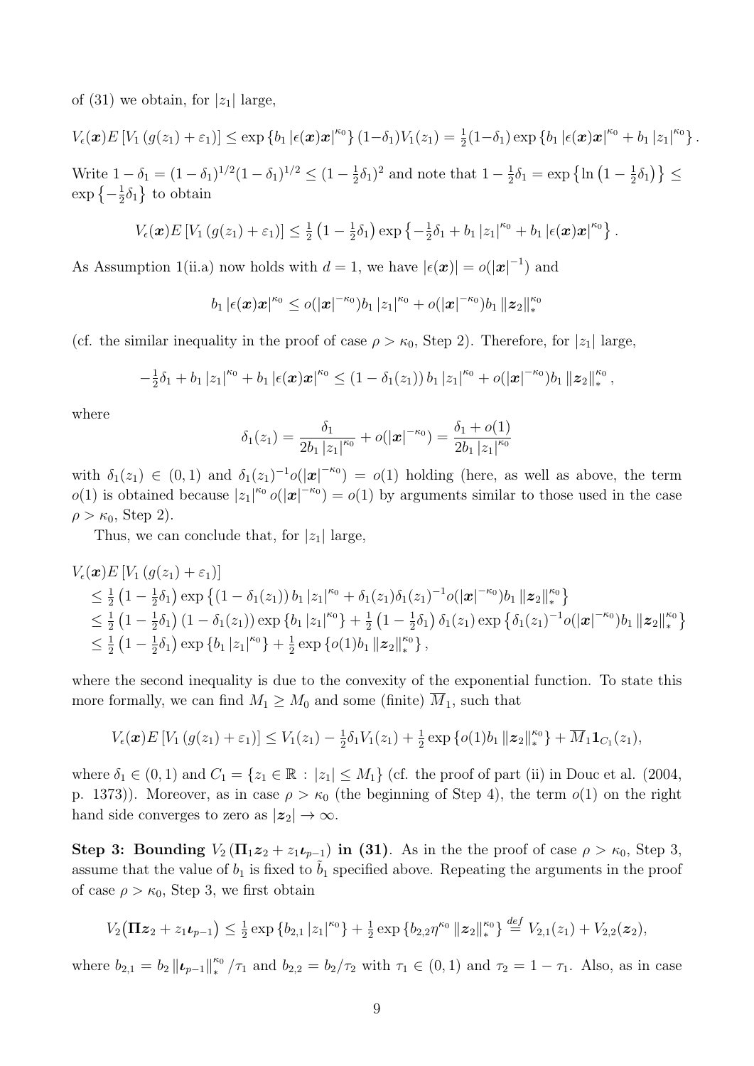of (31) we obtain, for $|z_1|$ large,

$$V_\epsilon(\boldsymbol{x})E\left[V_1\left(g(z_1)+\varepsilon_1\right)\right] \leq \exp\left\{b_1\left|\epsilon(\boldsymbol{x})\boldsymbol{x}\right|^{\kappa_0}\right\}(1-\delta_1)V_1(z_1) = \tfrac{1}{2}(1-\delta_1)\exp\left\{b_1\left|\epsilon(\boldsymbol{x})\boldsymbol{x}\right|^{\kappa_0} + b_1\left|z_1\right|^{\kappa_0}\right\}.$$

Write $1-\delta_1 = (1-\delta_1)^{1/2}(1-\delta_1)^{1/2} \leq (1-\frac{1}{2}\delta_1)^2$ and note that $1-\frac{1}{2}\delta_1 = \exp\left\{\ln\left(1-\frac{1}{2}\delta_1\right)\right\} \leq \exp\left\{-\frac{1}{2}\delta_1\right\}$ to obtain

$$V_\epsilon(\boldsymbol{x})E\left[V_1\left(g(z_1)+\varepsilon_1\right)\right] \leq \tfrac{1}{2}\left(1-\tfrac{1}{2}\delta_1\right)\exp\left\{-\tfrac{1}{2}\delta_1 + b_1\left|z_1\right|^{\kappa_0} + b_1\left|\epsilon(\boldsymbol{x})\boldsymbol{x}\right|^{\kappa_0}\right\}.$$

As Assumption 1(ii.a) now holds with $d=1$, we have $|\epsilon(\boldsymbol{x})| = o(|\boldsymbol{x}|^{-1})$ and

$$b_1\left|\epsilon(\boldsymbol{x})\boldsymbol{x}\right|^{\kappa_0} \leq o(|\boldsymbol{x}|^{-\kappa_0})b_1\left|z_1\right|^{\kappa_0} + o(|\boldsymbol{x}|^{-\kappa_0})b_1\left\|\boldsymbol{z}_2\right\|_*^{\kappa_0}$$

(cf. the similar inequality in the proof of case $\rho > \kappa_0$, Step 2). Therefore, for $|z_1|$ large,

$$-\tfrac{1}{2}\delta_1 + b_1\left|z_1\right|^{\kappa_0} + b_1\left|\epsilon(\boldsymbol{x})\boldsymbol{x}\right|^{\kappa_0} \leq \left(1-\delta_1(z_1)\right)b_1\left|z_1\right|^{\kappa_0} + o(|\boldsymbol{x}|^{-\kappa_0})b_1\left\|\boldsymbol{z}_2\right\|_*^{\kappa_0},$$

where

$$\delta_1(z_1) = \frac{\delta_1}{2b_1\left|z_1\right|^{\kappa_0}} + o(|\boldsymbol{x}|^{-\kappa_0}) = \frac{\delta_1 + o(1)}{2b_1\left|z_1\right|^{\kappa_0}}$$

with $\delta_1(z_1) \in (0,1)$ and $\delta_1(z_1)^{-1}o(|\boldsymbol{x}|^{-\kappa_0}) = o(1)$ holding (here, as well as above, the term $o(1)$ is obtained because $\left|z_1\right|^{\kappa_0}o(|\boldsymbol{x}|^{-\kappa_0}) = o(1)$ by arguments similar to those used in the case $\rho > \kappa_0$, Step 2).

Thus, we can conclude that, for $|z_1|$ large,

$$\begin{aligned}
&V_\epsilon(\boldsymbol{x})E\left[V_1\left(g(z_1)+\varepsilon_1\right)\right] \\
&\leq \tfrac{1}{2}\left(1-\tfrac{1}{2}\delta_1\right)\exp\left\{\left(1-\delta_1(z_1)\right)b_1\left|z_1\right|^{\kappa_0} + \delta_1(z_1)\delta_1(z_1)^{-1}o(|\boldsymbol{x}|^{-\kappa_0})b_1\left\|\boldsymbol{z}_2\right\|_*^{\kappa_0}\right\} \\
&\leq \tfrac{1}{2}\left(1-\tfrac{1}{2}\delta_1\right)\left(1-\delta_1(z_1)\right)\exp\left\{b_1\left|z_1\right|^{\kappa_0}\right\} + \tfrac{1}{2}\left(1-\tfrac{1}{2}\delta_1\right)\delta_1(z_1)\exp\left\{\delta_1(z_1)^{-1}o(|\boldsymbol{x}|^{-\kappa_0})b_1\left\|\boldsymbol{z}_2\right\|_*^{\kappa_0}\right\} \\
&\leq \tfrac{1}{2}\left(1-\tfrac{1}{2}\delta_1\right)\exp\left\{b_1\left|z_1\right|^{\kappa_0}\right\} + \tfrac{1}{2}\exp\left\{o(1)b_1\left\|\boldsymbol{z}_2\right\|_*^{\kappa_0}\right\},
\end{aligned}$$

where the second inequality is due to the convexity of the exponential function. To state this more formally, we can find $M_1 \geq M_0$ and some (finite) $\overline{M}_1$, such that

$$V_\epsilon(\boldsymbol{x})E\left[V_1\left(g(z_1)+\varepsilon_1\right)\right] \leq V_1(z_1) - \tfrac{1}{2}\delta_1 V_1(z_1) + \tfrac{1}{2}\exp\left\{o(1)b_1\left\|\boldsymbol{z}_2\right\|_*^{\kappa_0}\right\} + \overline{M}_1\mathbf{1}_{C_1}(z_1),$$

where $\delta_1 \in (0,1)$ and $C_1 = \{z_1 \in \mathbb{R} : |z_1| \leq M_1\}$ (cf. the proof of part (ii) in Douc et al. (2004, p. 1373)). Moreover, as in case $\rho > \kappa_0$ (the beginning of Step 4), the term $o(1)$ on the right hand side converges to zero as $|\boldsymbol{z}_2| \to \infty$.

**Step 3: Bounding $V_2\left(\boldsymbol{\Pi}_1\boldsymbol{z}_2 + z_1\boldsymbol{\iota}_{p-1}\right)$ in (31).** As in the the proof of case $\rho > \kappa_0$, Step 3, assume that the value of $b_1$ is fixed to $\tilde{b}_1$ specified above. Repeating the arguments in the proof of case $\rho > \kappa_0$, Step 3, we first obtain

$$V_2\big(\boldsymbol{\Pi}\boldsymbol{z}_2 + z_1\boldsymbol{\iota}_{p-1}\big) \leq \tfrac{1}{2}\exp\left\{b_{2,1}\left|z_1\right|^{\kappa_0}\right\} + \tfrac{1}{2}\exp\left\{b_{2,2}\eta^{\kappa_0}\left\|\boldsymbol{z}_2\right\|_*^{\kappa_0}\right\} \stackrel{def}{=} V_{2,1}(z_1) + V_{2,2}(\boldsymbol{z}_2),$$

where $b_{2,1} = b_2\left\|\boldsymbol{\iota}_{p-1}\right\|_*^{\kappa_0}/\tau_1$ and $b_{2,2} = b_2/\tau_2$ with $\tau_1 \in (0,1)$ and $\tau_2 = 1-\tau_1$. Also, as in case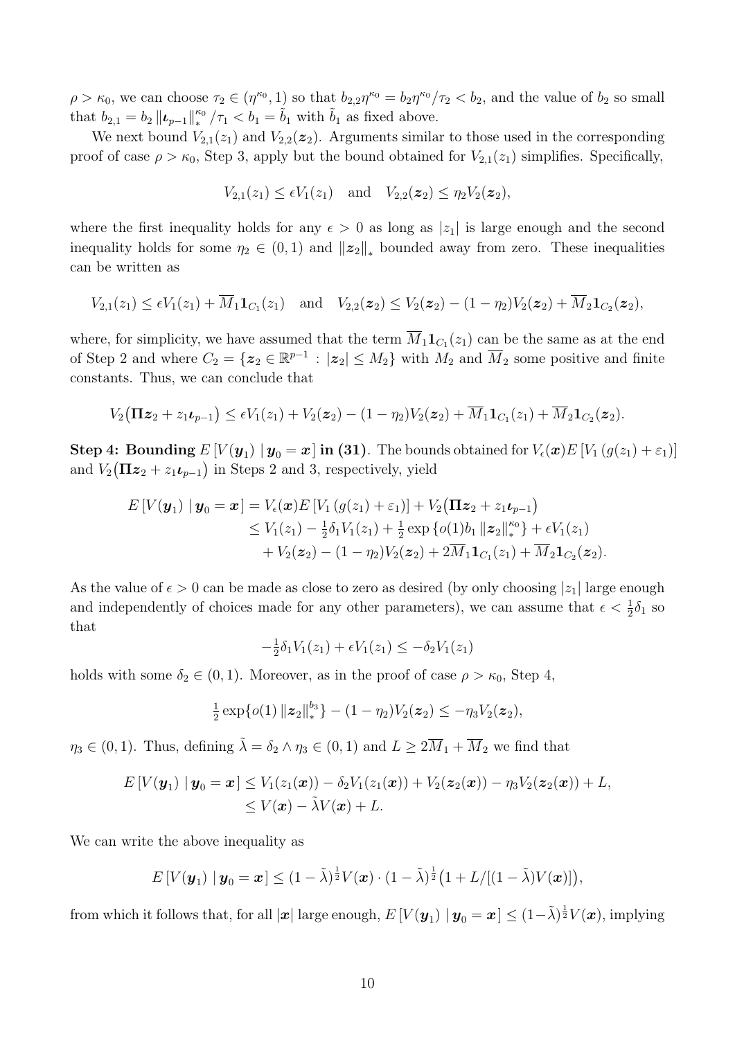$\rho > \kappa_0$, we can choose $\tau_2 \in (\eta^{\kappa_0}, 1)$ so that $b_{2,2}\eta^{\kappa_0} = b_2\eta^{\kappa_0}/\tau_2 < b_2$, and the value of $b_2$ so small that $b_{2,1} = b_2 \left\|\boldsymbol{\iota}_{p-1}\right\|_*^{\kappa_0}/\tau_1 < b_1 = \tilde{b}_1$ with $\tilde{b}_1$ as fixed above.

We next bound $V_{2,1}(z_1)$ and $V_{2,2}(\boldsymbol{z}_2)$. Arguments similar to those used in the corresponding proof of case $\rho > \kappa_0$, Step 3, apply but the bound obtained for $V_{2,1}(z_1)$ simplifies. Specifically,

$$V_{2,1}(z_1) \leq \epsilon V_1(z_1) \quad \text{and} \quad V_{2,2}(\boldsymbol{z}_2) \leq \eta_2 V_2(\boldsymbol{z}_2),$$

where the first inequality holds for any $\epsilon > 0$ as long as $|z_1|$ is large enough and the second inequality holds for some $\eta_2 \in (0,1)$ and $\left\|\boldsymbol{z}_2\right\|_*$ bounded away from zero. These inequalities can be written as

$$V_{2,1}(z_1) \leq \epsilon V_1(z_1) + \overline{M}_1 \mathbf{1}_{C_1}(z_1) \quad \text{and} \quad V_{2,2}(\boldsymbol{z}_2) \leq V_2(\boldsymbol{z}_2) - (1-\eta_2)V_2(\boldsymbol{z}_2) + \overline{M}_2 \mathbf{1}_{C_2}(\boldsymbol{z}_2),$$

where, for simplicity, we have assumed that the term $\overline{M}_1 \mathbf{1}_{C_1}(z_1)$ can be the same as at the end of Step 2 and where $C_2 = \{\boldsymbol{z}_2 \in \mathbb{R}^{p-1} : |\boldsymbol{z}_2| \leq M_2\}$ with $M_2$ and $\overline{M}_2$ some positive and finite constants. Thus, we can conclude that

$$V_2\big(\boldsymbol{\Pi}\boldsymbol{z}_2 + z_1\boldsymbol{\iota}_{p-1}\big) \leq \epsilon V_1(z_1) + V_2(\boldsymbol{z}_2) - (1-\eta_2)V_2(\boldsymbol{z}_2) + \overline{M}_1 \mathbf{1}_{C_1}(z_1) + \overline{M}_2 \mathbf{1}_{C_2}(\boldsymbol{z}_2).$$

**Step 4: Bounding $E\left[V(\boldsymbol{y}_1) \mid \boldsymbol{y}_0 = \boldsymbol{x}\right]$ in (31).** The bounds obtained for $V_\epsilon(\boldsymbol{x})E\left[V_1\left(g(z_1)+\varepsilon_1\right)\right]$ and $V_2\big(\boldsymbol{\Pi}\boldsymbol{z}_2 + z_1\boldsymbol{\iota}_{p-1}\big)$ in Steps 2 and 3, respectively, yield

$$\begin{aligned}
E\left[V(\boldsymbol{y}_1) \mid \boldsymbol{y}_0 = \boldsymbol{x}\right] &= V_\epsilon(\boldsymbol{x})E\left[V_1\left(g(z_1)+\varepsilon_1\right)\right] + V_2\big(\boldsymbol{\Pi}\boldsymbol{z}_2 + z_1\boldsymbol{\iota}_{p-1}\big) \\
&\leq V_1(z_1) - \tfrac{1}{2}\delta_1 V_1(z_1) + \tfrac{1}{2}\exp\left\{o(1)b_1\left\|\boldsymbol{z}_2\right\|_*^{\kappa_0}\right\} + \epsilon V_1(z_1) \\
&\quad + V_2(\boldsymbol{z}_2) - (1-\eta_2)V_2(\boldsymbol{z}_2) + 2\overline{M}_1 \mathbf{1}_{C_1}(z_1) + \overline{M}_2 \mathbf{1}_{C_2}(\boldsymbol{z}_2).
\end{aligned}$$

As the value of $\epsilon > 0$ can be made as close to zero as desired (by only choosing $|z_1|$ large enough and independently of choices made for any other parameters), we can assume that $\epsilon < \frac{1}{2}\delta_1$ so that

$$-\tfrac{1}{2}\delta_1 V_1(z_1) + \epsilon V_1(z_1) \leq -\delta_2 V_1(z_1)$$

holds with some $\delta_2 \in (0,1)$. Moreover, as in the proof of case $\rho > \kappa_0$, Step 4,

$$\tfrac{1}{2}\exp\{o(1)\left\|\boldsymbol{z}_2\right\|_*^{b_3}\} - (1-\eta_2)V_2(\boldsymbol{z}_2) \leq -\eta_3 V_2(\boldsymbol{z}_2),$$

$\eta_3 \in (0,1)$. Thus, defining $\tilde{\lambda} = \delta_2 \wedge \eta_3 \in (0,1)$ and $L \geq 2\overline{M}_1 + \overline{M}_2$ we find that

$$\begin{aligned}
E\left[V(\boldsymbol{y}_1) \mid \boldsymbol{y}_0 = \boldsymbol{x}\right] &\leq V_1(z_1(\boldsymbol{x})) - \delta_2 V_1(z_1(\boldsymbol{x})) + V_2(\boldsymbol{z}_2(\boldsymbol{x})) - \eta_3 V_2(\boldsymbol{z}_2(\boldsymbol{x})) + L, \\
&\leq V(\boldsymbol{x}) - \tilde{\lambda}V(\boldsymbol{x}) + L.
\end{aligned}$$

We can write the above inequality as

$$E\left[V(\boldsymbol{y}_1) \mid \boldsymbol{y}_0 = \boldsymbol{x}\right] \leq (1-\tilde{\lambda})^{\frac{1}{2}}V(\boldsymbol{x}) \cdot (1-\tilde{\lambda})^{\frac{1}{2}}\big(1 + L/[(1-\tilde{\lambda})V(\boldsymbol{x})]\big),$$

from which it follows that, for all $|\boldsymbol{x}|$ large enough, $E\left[V(\boldsymbol{y}_1) \mid \boldsymbol{y}_0 = \boldsymbol{x}\right] \leq (1-\tilde{\lambda})^{\frac{1}{2}}V(\boldsymbol{x})$, implying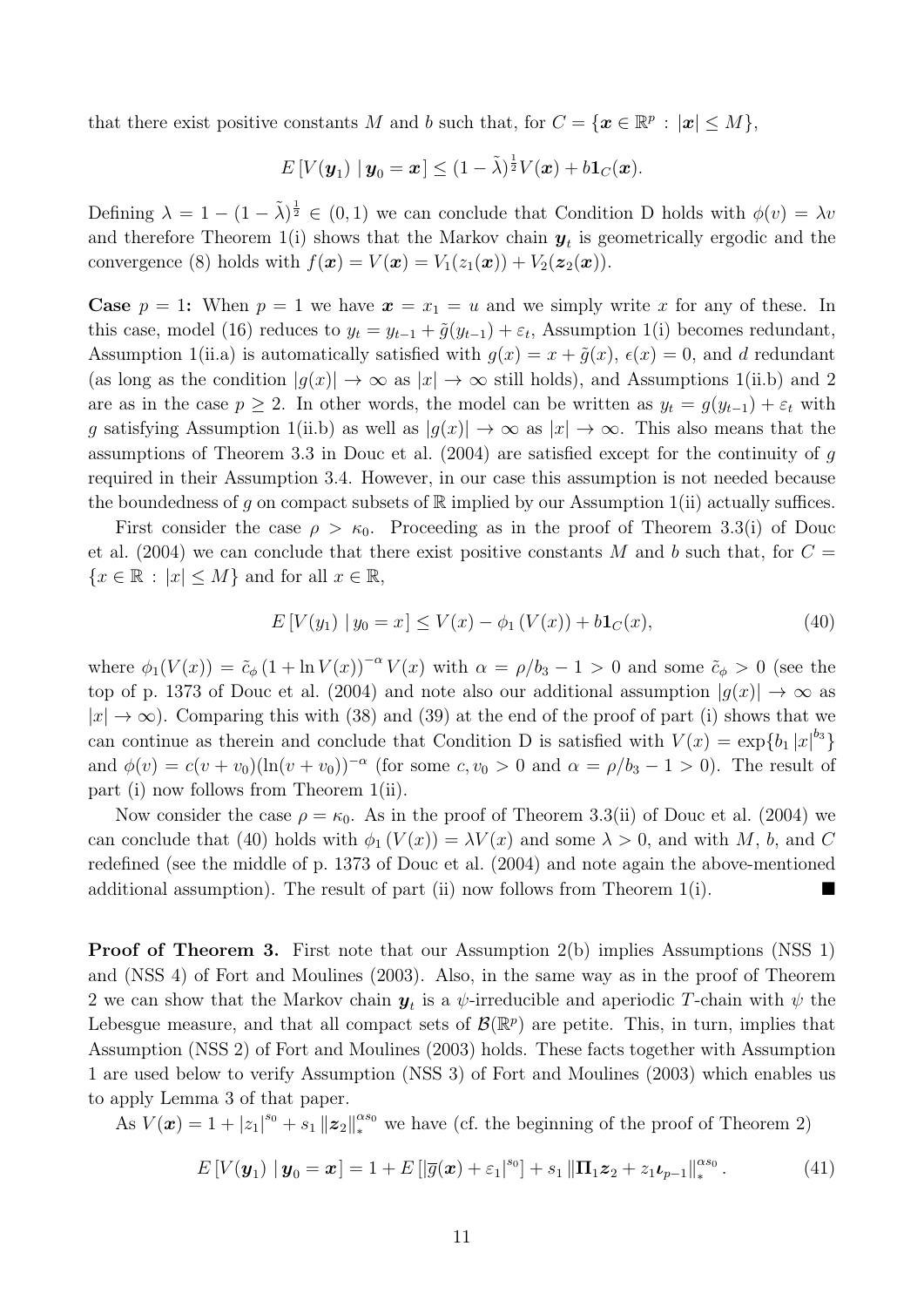that there exist positive constants $M$ and $b$ such that, for $C = \{\boldsymbol{x} \in \mathbb{R}^p : |\boldsymbol{x}| \leq M\}$,

$$E[V(\boldsymbol{y}_1) \mid \boldsymbol{y}_0 = \boldsymbol{x}] \leq (1 - \tilde{\lambda})^{\frac{1}{2}} V(\boldsymbol{x}) + b \mathbf{1}_C(\boldsymbol{x}).$$

Defining $\lambda = 1 - (1 - \tilde{\lambda})^{\frac{1}{2}} \in (0, 1)$ we can conclude that Condition D holds with $\phi(v) = \lambda v$ and therefore Theorem 1(i) shows that the Markov chain $\boldsymbol{y}_t$ is geometrically ergodic and the convergence (8) holds with $f(\boldsymbol{x}) = V(\boldsymbol{x}) = V_1(z_1(\boldsymbol{x})) + V_2(\boldsymbol{z}_2(\boldsymbol{x}))$.

**Case** $p = 1$**:** When $p = 1$ we have $\boldsymbol{x} = x_1 = u$ and we simply write $x$ for any of these. In this case, model (16) reduces to $y_t = y_{t-1} + \tilde{g}(y_{t-1}) + \varepsilon_t$, Assumption 1(i) becomes redundant, Assumption 1(ii.a) is automatically satisfied with $g(x) = x + \tilde{g}(x)$, $\epsilon(x) = 0$, and $d$ redundant (as long as the condition $|g(x)| \to \infty$ as $|x| \to \infty$ still holds), and Assumptions 1(ii.b) and 2 are as in the case $p \geq 2$. In other words, the model can be written as $y_t = g(y_{t-1}) + \varepsilon_t$ with $g$ satisfying Assumption 1(ii.b) as well as $|g(x)| \to \infty$ as $|x| \to \infty$. This also means that the assumptions of Theorem 3.3 in Douc et al. (2004) are satisfied except for the continuity of $g$ required in their Assumption 3.4. However, in our case this assumption is not needed because the boundedness of $g$ on compact subsets of $\mathbb{R}$ implied by our Assumption 1(ii) actually suffices.

First consider the case $\rho > \kappa_0$. Proceeding as in the proof of Theorem 3.3(i) of Douc et al. (2004) we can conclude that there exist positive constants $M$ and $b$ such that, for $C = \{x \in \mathbb{R} : |x| \leq M\}$ and for all $x \in \mathbb{R}$,

$$E[V(y_1) \mid y_0 = x] \leq V(x) - \phi_1(V(x)) + b \mathbf{1}_C(x), \tag{40}$$

where $\phi_1(V(x)) = \tilde{c}_\phi (1 + \ln V(x))^{-\alpha} V(x)$ with $\alpha = \rho/b_3 - 1 > 0$ and some $\tilde{c}_\phi > 0$ (see the top of p. 1373 of Douc et al. (2004) and note also our additional assumption $|g(x)| \to \infty$ as $|x| \to \infty$). Comparing this with (38) and (39) at the end of the proof of part (i) shows that we can continue as therein and conclude that Condition D is satisfied with $V(x) = \exp\{b_1 |x|^{b_3}\}$ and $\phi(v) = c(v + v_0)(\ln(v + v_0))^{-\alpha}$ (for some $c, v_0 > 0$ and $\alpha = \rho/b_3 - 1 > 0$). The result of part (i) now follows from Theorem 1(ii).

Now consider the case $\rho = \kappa_0$. As in the proof of Theorem 3.3(ii) of Douc et al. (2004) we can conclude that (40) holds with $\phi_1(V(x)) = \lambda V(x)$ and some $\lambda > 0$, and with $M$, $b$, and $C$ redefined (see the middle of p. 1373 of Douc et al. (2004) and note again the above-mentioned additional assumption). The result of part (ii) now follows from Theorem 1(i). ∎

**Proof of Theorem 3.** First note that our Assumption 2(b) implies Assumptions (NSS 1) and (NSS 4) of Fort and Moulines (2003). Also, in the same way as in the proof of Theorem 2 we can show that the Markov chain $\boldsymbol{y}_t$ is a $\psi$-irreducible and aperiodic $T$-chain with $\psi$ the Lebesgue measure, and that all compact sets of $\mathcal{B}(\mathbb{R}^p)$ are petite. This, in turn, implies that Assumption (NSS 2) of Fort and Moulines (2003) holds. These facts together with Assumption 1 are used below to verify Assumption (NSS 3) of Fort and Moulines (2003) which enables us to apply Lemma 3 of that paper.

As $V(\boldsymbol{x}) = 1 + |z_1|^{s_0} + s_1 \|\boldsymbol{z}_2\|_*^{\alpha s_0}$ we have (cf. the beginning of the proof of Theorem 2)

$$E[V(\boldsymbol{y}_1) \mid \boldsymbol{y}_0 = \boldsymbol{x}] = 1 + E[|\overline{g}(\boldsymbol{x}) + \varepsilon_1|^{s_0}] + s_1 \|\boldsymbol{\Pi}_1 \boldsymbol{z}_2 + z_1 \boldsymbol{\iota}_{p-1}\|_*^{\alpha s_0}. \tag{41}$$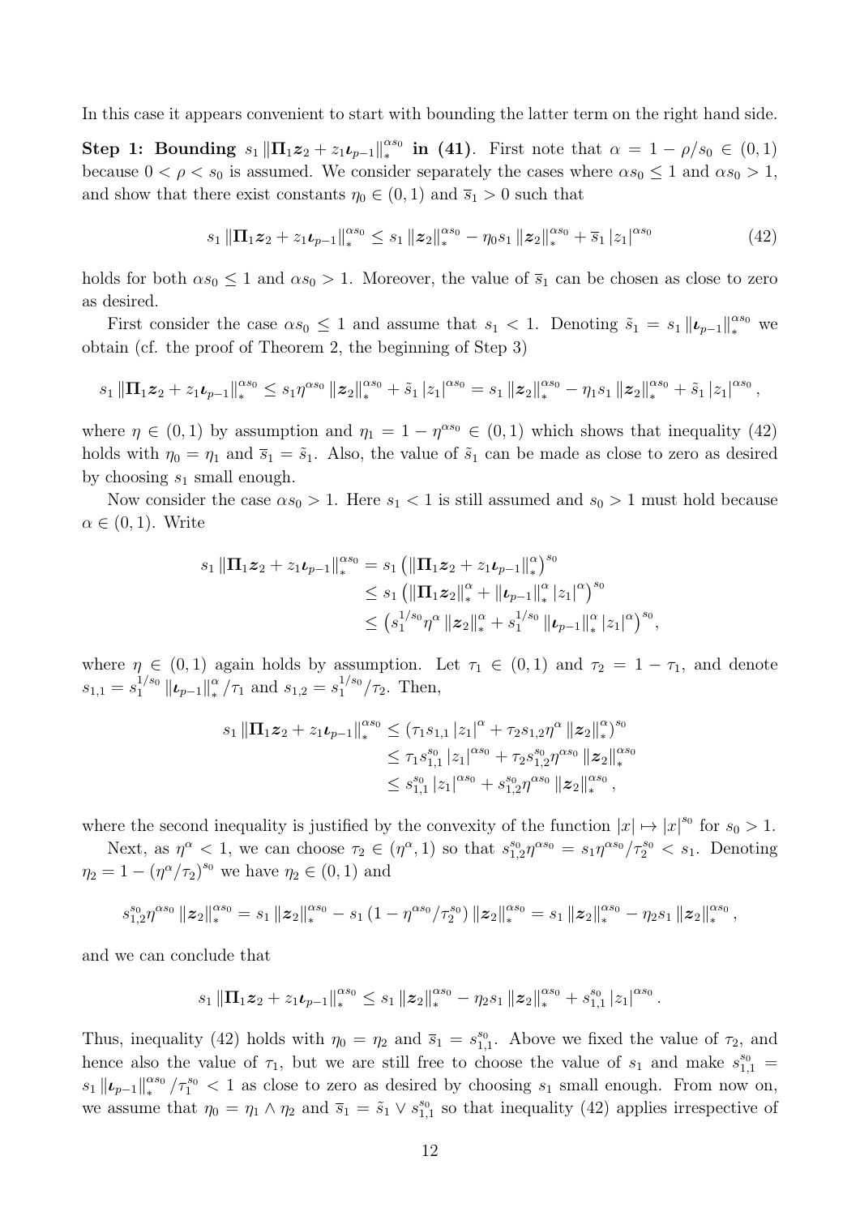In this case it appears convenient to start with bounding the latter term on the right hand side.

**Step 1: Bounding $s_1 \|\boldsymbol{\Pi}_1 \boldsymbol{z}_2 + z_1 \boldsymbol{\iota}_{p-1}\|_*^{\alpha s_0}$ in (41).** First note that $\alpha = 1 - \rho/s_0 \in (0,1)$ because $0 < \rho < s_0$ is assumed. We consider separately the cases where $\alpha s_0 \leq 1$ and $\alpha s_0 > 1$, and show that there exist constants $\eta_0 \in (0,1)$ and $\overline{s}_1 > 0$ such that

$$s_1 \|\boldsymbol{\Pi}_1 \boldsymbol{z}_2 + z_1 \boldsymbol{\iota}_{p-1}\|_*^{\alpha s_0} \leq s_1 \|\boldsymbol{z}_2\|_*^{\alpha s_0} - \eta_0 s_1 \|\boldsymbol{z}_2\|_*^{\alpha s_0} + \overline{s}_1 |z_1|^{\alpha s_0} \tag{42}$$

holds for both $\alpha s_0 \leq 1$ and $\alpha s_0 > 1$. Moreover, the value of $\overline{s}_1$ can be chosen as close to zero as desired.

First consider the case $\alpha s_0 \leq 1$ and assume that $s_1 < 1$. Denoting $\tilde{s}_1 = s_1 \|\boldsymbol{\iota}_{p-1}\|_*^{\alpha s_0}$ we obtain (cf. the proof of Theorem 2, the beginning of Step 3)

$$s_1 \|\boldsymbol{\Pi}_1 \boldsymbol{z}_2 + z_1 \boldsymbol{\iota}_{p-1}\|_*^{\alpha s_0} \leq s_1 \eta^{\alpha s_0} \|\boldsymbol{z}_2\|_*^{\alpha s_0} + \tilde{s}_1 |z_1|^{\alpha s_0} = s_1 \|\boldsymbol{z}_2\|_*^{\alpha s_0} - \eta_1 s_1 \|\boldsymbol{z}_2\|_*^{\alpha s_0} + \tilde{s}_1 |z_1|^{\alpha s_0},$$

where $\eta \in (0,1)$ by assumption and $\eta_1 = 1 - \eta^{\alpha s_0} \in (0,1)$ which shows that inequality (42) holds with $\eta_0 = \eta_1$ and $\overline{s}_1 = \tilde{s}_1$. Also, the value of $\tilde{s}_1$ can be made as close to zero as desired by choosing $s_1$ small enough.

Now consider the case $\alpha s_0 > 1$. Here $s_1 < 1$ is still assumed and $s_0 > 1$ must hold because $\alpha \in (0,1)$. Write

$$\begin{aligned}
s_1 \|\boldsymbol{\Pi}_1 \boldsymbol{z}_2 + z_1 \boldsymbol{\iota}_{p-1}\|_*^{\alpha s_0} &= s_1 \left( \|\boldsymbol{\Pi}_1 \boldsymbol{z}_2 + z_1 \boldsymbol{\iota}_{p-1}\|_*^{\alpha} \right)^{s_0} \\
&\leq s_1 \left( \|\boldsymbol{\Pi}_1 \boldsymbol{z}_2\|_*^{\alpha} + \|\boldsymbol{\iota}_{p-1}\|_*^{\alpha} |z_1|^{\alpha} \right)^{s_0} \\
&\leq \left( s_1^{1/s_0} \eta^{\alpha} \|\boldsymbol{z}_2\|_*^{\alpha} + s_1^{1/s_0} \|\boldsymbol{\iota}_{p-1}\|_*^{\alpha} |z_1|^{\alpha} \right)^{s_0},
\end{aligned}$$

where $\eta \in (0,1)$ again holds by assumption. Let $\tau_1 \in (0,1)$ and $\tau_2 = 1 - \tau_1$, and denote $s_{1,1} = s_1^{1/s_0} \|\boldsymbol{\iota}_{p-1}\|_*^{\alpha} / \tau_1$ and $s_{1,2} = s_1^{1/s_0} / \tau_2$. Then,

$$\begin{aligned}
s_1 \|\boldsymbol{\Pi}_1 \boldsymbol{z}_2 + z_1 \boldsymbol{\iota}_{p-1}\|_*^{\alpha s_0} &\leq \left( \tau_1 s_{1,1} |z_1|^{\alpha} + \tau_2 s_{1,2} \eta^{\alpha} \|\boldsymbol{z}_2\|_*^{\alpha} \right)^{s_0} \\
&\leq \tau_1 s_{1,1}^{s_0} |z_1|^{\alpha s_0} + \tau_2 s_{1,2}^{s_0} \eta^{\alpha s_0} \|\boldsymbol{z}_2\|_*^{\alpha s_0} \\
&\leq s_{1,1}^{s_0} |z_1|^{\alpha s_0} + s_{1,2}^{s_0} \eta^{\alpha s_0} \|\boldsymbol{z}_2\|_*^{\alpha s_0},
\end{aligned}$$

where the second inequality is justified by the convexity of the function $|x| \mapsto |x|^{s_0}$ for $s_0 > 1$.

Next, as $\eta^{\alpha} < 1$, we can choose $\tau_2 \in (\eta^{\alpha}, 1)$ so that $s_{1,2}^{s_0} \eta^{\alpha s_0} = s_1 \eta^{\alpha s_0} / \tau_2^{s_0} < s_1$. Denoting $\eta_2 = 1 - (\eta^{\alpha}/\tau_2)^{s_0}$ we have $\eta_2 \in (0,1)$ and

$$s_{1,2}^{s_0} \eta^{\alpha s_0} \|\boldsymbol{z}_2\|_*^{\alpha s_0} = s_1 \|\boldsymbol{z}_2\|_*^{\alpha s_0} - s_1 \left( 1 - \eta^{\alpha s_0} / \tau_2^{s_0} \right) \|\boldsymbol{z}_2\|_*^{\alpha s_0} = s_1 \|\boldsymbol{z}_2\|_*^{\alpha s_0} - \eta_2 s_1 \|\boldsymbol{z}_2\|_*^{\alpha s_0},$$

and we can conclude that

$$s_1 \|\boldsymbol{\Pi}_1 \boldsymbol{z}_2 + z_1 \boldsymbol{\iota}_{p-1}\|_*^{\alpha s_0} \leq s_1 \|\boldsymbol{z}_2\|_*^{\alpha s_0} - \eta_2 s_1 \|\boldsymbol{z}_2\|_*^{\alpha s_0} + s_{1,1}^{s_0} |z_1|^{\alpha s_0}.$$

Thus, inequality (42) holds with $\eta_0 = \eta_2$ and $\overline{s}_1 = s_{1,1}^{s_0}$. Above we fixed the value of $\tau_2$, and hence also the value of $\tau_1$, but we are still free to choose the value of $s_1$ and make $s_{1,1}^{s_0} = s_1 \|\boldsymbol{\iota}_{p-1}\|_*^{\alpha s_0} / \tau_1^{s_0} < 1$ as close to zero as desired by choosing $s_1$ small enough. From now on, we assume that $\eta_0 = \eta_1 \wedge \eta_2$ and $\overline{s}_1 = \tilde{s}_1 \vee s_{1,1}^{s_0}$ so that inequality (42) applies irrespective of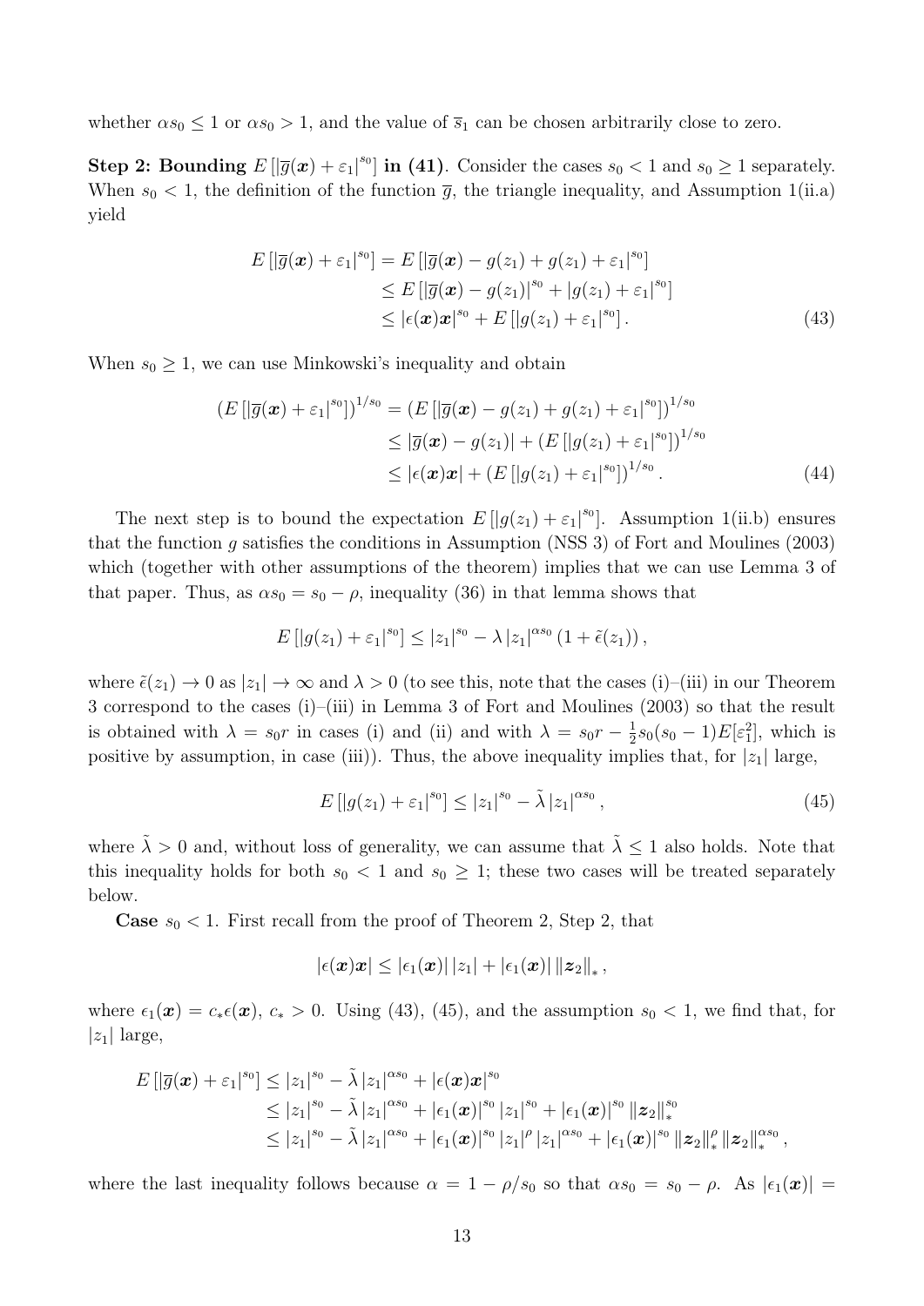whether $\alpha s_0 \leq 1$ or $\alpha s_0 > 1$, and the value of $\overline{s}_1$ can be chosen arbitrarily close to zero.

**Step 2: Bounding $E\left[|\overline{g}(\boldsymbol{x}) + \varepsilon_1|^{s_0}\right]$ in (41).** Consider the cases $s_0 < 1$ and $s_0 \geq 1$ separately. When $s_0 < 1$, the definition of the function $\overline{g}$, the triangle inequality, and Assumption 1(ii.a) yield

$$
\begin{aligned}
E\left[|\overline{g}(\boldsymbol{x}) + \varepsilon_1|^{s_0}\right] &= E\left[|\overline{g}(\boldsymbol{x}) - g(z_1) + g(z_1) + \varepsilon_1|^{s_0}\right] \\
&\leq E\left[|\overline{g}(\boldsymbol{x}) - g(z_1)|^{s_0} + |g(z_1) + \varepsilon_1|^{s_0}\right] \\
&\leq |\epsilon(\boldsymbol{x})\boldsymbol{x}|^{s_0} + E\left[|g(z_1) + \varepsilon_1|^{s_0}\right].
\end{aligned} \tag{43}
$$

When $s_0 \geq 1$, we can use Minkowski's inequality and obtain

$$
\begin{aligned}
\left(E\left[|\overline{g}(\boldsymbol{x}) + \varepsilon_1|^{s_0}\right]\right)^{1/s_0} &= \left(E\left[|\overline{g}(\boldsymbol{x}) - g(z_1) + g(z_1) + \varepsilon_1|^{s_0}\right]\right)^{1/s_0} \\
&\leq |\overline{g}(\boldsymbol{x}) - g(z_1)| + \left(E\left[|g(z_1) + \varepsilon_1|^{s_0}\right]\right)^{1/s_0} \\
&\leq |\epsilon(\boldsymbol{x})\boldsymbol{x}| + \left(E\left[|g(z_1) + \varepsilon_1|^{s_0}\right]\right)^{1/s_0}.
\end{aligned} \tag{44}
$$

The next step is to bound the expectation $E\left[|g(z_1) + \varepsilon_1|^{s_0}\right]$. Assumption 1(ii.b) ensures that the function $g$ satisfies the conditions in Assumption (NSS 3) of Fort and Moulines (2003) which (together with other assumptions of the theorem) implies that we can use Lemma 3 of that paper. Thus, as $\alpha s_0 = s_0 - \rho$, inequality (36) in that lemma shows that

$$
E\left[|g(z_1) + \varepsilon_1|^{s_0}\right] \leq |z_1|^{s_0} - \lambda |z_1|^{\alpha s_0} \left(1 + \tilde{\epsilon}(z_1)\right),
$$

where $\tilde{\epsilon}(z_1) \to 0$ as $|z_1| \to \infty$ and $\lambda > 0$ (to see this, note that the cases (i)–(iii) in our Theorem 3 correspond to the cases (i)–(iii) in Lemma 3 of Fort and Moulines (2003) so that the result is obtained with $\lambda = s_0 r$ in cases (i) and (ii) and with $\lambda = s_0 r - \frac{1}{2}s_0(s_0 - 1)E[\varepsilon_1^2]$, which is positive by assumption, in case (iii)). Thus, the above inequality implies that, for $|z_1|$ large,

$$
E\left[|g(z_1) + \varepsilon_1|^{s_0}\right] \leq |z_1|^{s_0} - \tilde{\lambda} |z_1|^{\alpha s_0}, \tag{45}
$$

where $\tilde{\lambda} > 0$ and, without loss of generality, we can assume that $\tilde{\lambda} \leq 1$ also holds. Note that this inequality holds for both $s_0 < 1$ and $s_0 \geq 1$; these two cases will be treated separately below.

**Case** $s_0 < 1$. First recall from the proof of Theorem 2, Step 2, that

$$
|\epsilon(\boldsymbol{x})\boldsymbol{x}| \leq |\epsilon_1(\boldsymbol{x})| \, |z_1| + |\epsilon_1(\boldsymbol{x})| \, \|\boldsymbol{z}_2\|_*,
$$

where $\epsilon_1(\boldsymbol{x}) = c_* \epsilon(\boldsymbol{x})$, $c_* > 0$. Using (43), (45), and the assumption $s_0 < 1$, we find that, for $|z_1|$ large,

$$
\begin{aligned}
E\left[|\overline{g}(\boldsymbol{x}) + \varepsilon_1|^{s_0}\right] &\leq |z_1|^{s_0} - \tilde{\lambda} |z_1|^{\alpha s_0} + |\epsilon(\boldsymbol{x})\boldsymbol{x}|^{s_0} \\
&\leq |z_1|^{s_0} - \tilde{\lambda} |z_1|^{\alpha s_0} + |\epsilon_1(\boldsymbol{x})|^{s_0} |z_1|^{s_0} + |\epsilon_1(\boldsymbol{x})|^{s_0} \|\boldsymbol{z}_2\|_*^{s_0} \\
&\leq |z_1|^{s_0} - \tilde{\lambda} |z_1|^{\alpha s_0} + |\epsilon_1(\boldsymbol{x})|^{s_0} |z_1|^{\rho} |z_1|^{\alpha s_0} + |\epsilon_1(\boldsymbol{x})|^{s_0} \|\boldsymbol{z}_2\|_*^{\rho} \|\boldsymbol{z}_2\|_*^{\alpha s_0},
\end{aligned}
$$

where the last inequality follows because $\alpha = 1 - \rho/s_0$ so that $\alpha s_0 = s_0 - \rho$. As $|\epsilon_1(\boldsymbol{x})| =$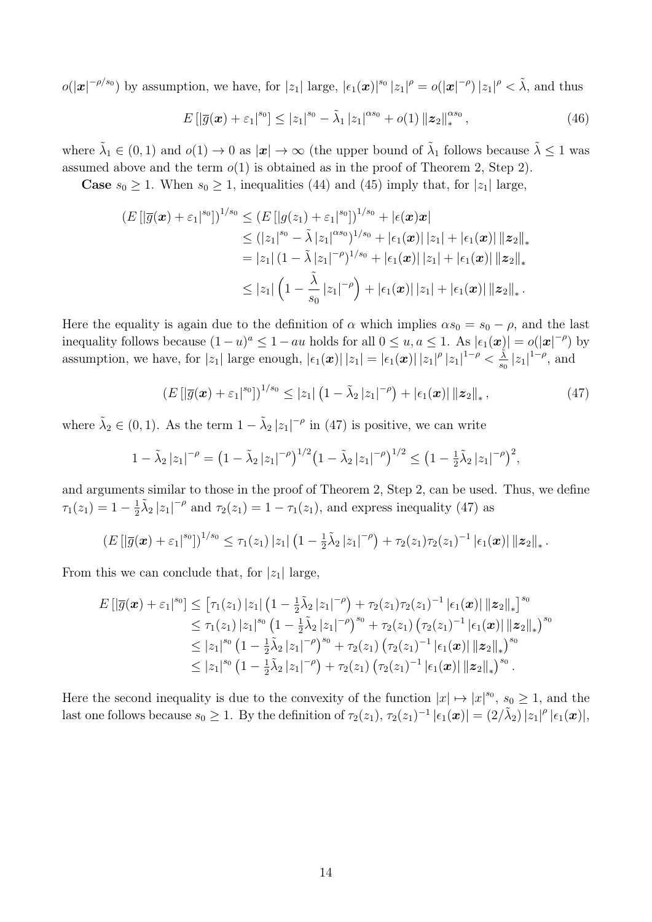$o(|\boldsymbol{x}|^{-\rho/s_0})$ by assumption, we have, for $|z_1|$ large, $|\epsilon_1(\boldsymbol{x})|^{s_0} |z_1|^{\rho} = o(|\boldsymbol{x}|^{-\rho}) |z_1|^{\rho} < \tilde{\lambda}$, and thus

$$E\left[|\overline{g}(\boldsymbol{x}) + \varepsilon_1|^{s_0}\right] \leq |z_1|^{s_0} - \tilde{\lambda}_1 |z_1|^{\alpha s_0} + o(1) \|\boldsymbol{z}_2\|_*^{\alpha s_0}, \tag{46}$$

where $\tilde{\lambda}_1 \in (0,1)$ and $o(1) \to 0$ as $|\boldsymbol{x}| \to \infty$ (the upper bound of $\tilde{\lambda}_1$ follows because $\tilde{\lambda} \leq 1$ was assumed above and the term $o(1)$ is obtained as in the proof of Theorem 2, Step 2).

**Case** $s_0 \geq 1$. When $s_0 \geq 1$, inequalities (44) and (45) imply that, for $|z_1|$ large,

$$\begin{aligned}
\left(E\left[|\overline{g}(\boldsymbol{x}) + \varepsilon_1|^{s_0}\right]\right)^{1/s_0} &\leq \left(E\left[|g(z_1) + \varepsilon_1|^{s_0}\right]\right)^{1/s_0} + |\epsilon(\boldsymbol{x})\boldsymbol{x}| \\
&\leq \left(|z_1|^{s_0} - \tilde{\lambda} |z_1|^{\alpha s_0}\right)^{1/s_0} + |\epsilon_1(\boldsymbol{x})| \, |z_1| + |\epsilon_1(\boldsymbol{x})| \, \|\boldsymbol{z}_2\|_* \\
&= |z_1| \left(1 - \tilde{\lambda} |z_1|^{-\rho}\right)^{1/s_0} + |\epsilon_1(\boldsymbol{x})| \, |z_1| + |\epsilon_1(\boldsymbol{x})| \, \|\boldsymbol{z}_2\|_* \\
&\leq |z_1| \left(1 - \frac{\tilde{\lambda}}{s_0} |z_1|^{-\rho}\right) + |\epsilon_1(\boldsymbol{x})| \, |z_1| + |\epsilon_1(\boldsymbol{x})| \, \|\boldsymbol{z}_2\|_* .
\end{aligned}$$

Here the equality is again due to the definition of $\alpha$ which implies $\alpha s_0 = s_0 - \rho$, and the last inequality follows because $(1-u)^a \leq 1 - au$ holds for all $0 \leq u, a \leq 1$. As $|\epsilon_1(\boldsymbol{x})| = o(|\boldsymbol{x}|^{-\rho})$ by assumption, we have, for $|z_1|$ large enough, $|\epsilon_1(\boldsymbol{x})| \, |z_1| = |\epsilon_1(\boldsymbol{x})| \, |z_1|^{\rho} |z_1|^{1-\rho} < \frac{\tilde{\lambda}}{s_0} |z_1|^{1-\rho}$, and

$$\left(E\left[|\overline{g}(\boldsymbol{x}) + \varepsilon_1|^{s_0}\right]\right)^{1/s_0} \leq |z_1| \left(1 - \tilde{\lambda}_2 |z_1|^{-\rho}\right) + |\epsilon_1(\boldsymbol{x})| \, \|\boldsymbol{z}_2\|_* , \tag{47}$$

where $\tilde{\lambda}_2 \in (0,1)$. As the term $1 - \tilde{\lambda}_2 |z_1|^{-\rho}$ in (47) is positive, we can write

$$1 - \tilde{\lambda}_2 |z_1|^{-\rho} = \left(1 - \tilde{\lambda}_2 |z_1|^{-\rho}\right)^{1/2} \left(1 - \tilde{\lambda}_2 |z_1|^{-\rho}\right)^{1/2} \leq \left(1 - \tfrac{1}{2}\tilde{\lambda}_2 |z_1|^{-\rho}\right)^2,$$

and arguments similar to those in the proof of Theorem 2, Step 2, can be used. Thus, we define $\tau_1(z_1) = 1 - \frac{1}{2}\tilde{\lambda}_2 |z_1|^{-\rho}$ and $\tau_2(z_1) = 1 - \tau_1(z_1)$, and express inequality (47) as

$$\left(E\left[|\overline{g}(\boldsymbol{x}) + \varepsilon_1|^{s_0}\right]\right)^{1/s_0} \leq \tau_1(z_1) \, |z_1| \left(1 - \tfrac{1}{2}\tilde{\lambda}_2 |z_1|^{-\rho}\right) + \tau_2(z_1) \tau_2(z_1)^{-1} |\epsilon_1(\boldsymbol{x})| \, \|\boldsymbol{z}_2\|_* .$$

From this we can conclude that, for $|z_1|$ large,

$$\begin{aligned}
E\left[|\overline{g}(\boldsymbol{x}) + \varepsilon_1|^{s_0}\right] &\leq \left[\tau_1(z_1) \, |z_1| \left(1 - \tfrac{1}{2}\tilde{\lambda}_2 |z_1|^{-\rho}\right) + \tau_2(z_1) \tau_2(z_1)^{-1} |\epsilon_1(\boldsymbol{x})| \, \|\boldsymbol{z}_2\|_*\right]^{s_0} \\
&\leq \tau_1(z_1) \, |z_1|^{s_0} \left(1 - \tfrac{1}{2}\tilde{\lambda}_2 |z_1|^{-\rho}\right)^{s_0} + \tau_2(z_1) \left(\tau_2(z_1)^{-1} |\epsilon_1(\boldsymbol{x})| \, \|\boldsymbol{z}_2\|_*\right)^{s_0} \\
&\leq |z_1|^{s_0} \left(1 - \tfrac{1}{2}\tilde{\lambda}_2 |z_1|^{-\rho}\right)^{s_0} + \tau_2(z_1) \left(\tau_2(z_1)^{-1} |\epsilon_1(\boldsymbol{x})| \, \|\boldsymbol{z}_2\|_*\right)^{s_0} \\
&\leq |z_1|^{s_0} \left(1 - \tfrac{1}{2}\tilde{\lambda}_2 |z_1|^{-\rho}\right) + \tau_2(z_1) \left(\tau_2(z_1)^{-1} |\epsilon_1(\boldsymbol{x})| \, \|\boldsymbol{z}_2\|_*\right)^{s_0} .
\end{aligned}$$

Here the second inequality is due to the convexity of the function $|x| \mapsto |x|^{s_0}$, $s_0 \geq 1$, and the last one follows because $s_0 \geq 1$. By the definition of $\tau_2(z_1)$, $\tau_2(z_1)^{-1} |\epsilon_1(\boldsymbol{x})| = (2/\tilde{\lambda}_2) \, |z_1|^{\rho} \, |\epsilon_1(\boldsymbol{x})|$,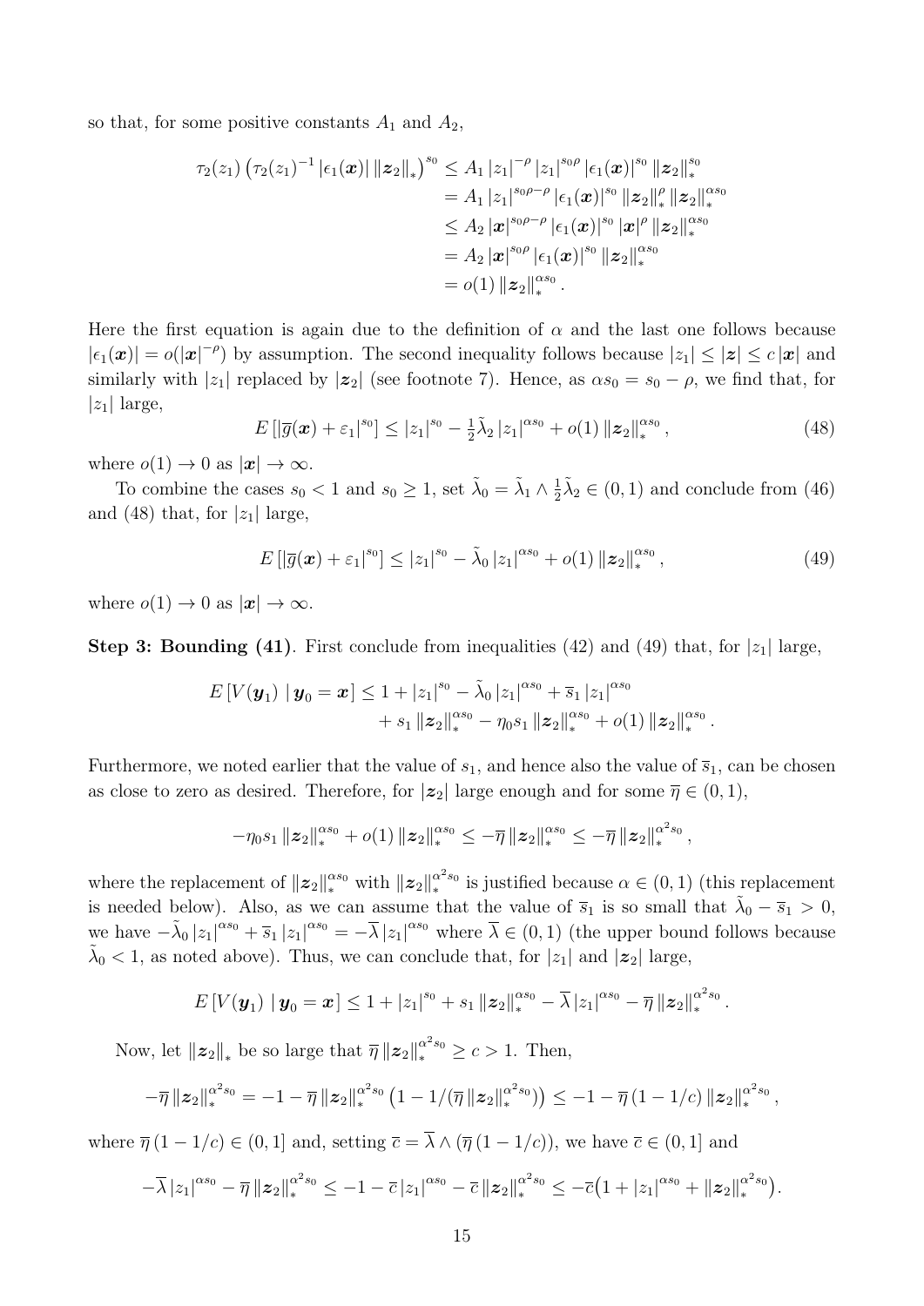so that, for some positive constants $A_1$ and $A_2$,

$$
\begin{aligned}
\tau_2(z_1)\left(\tau_2(z_1)^{-1}\left|\epsilon_1(\boldsymbol{x})\right|\left\|\boldsymbol{z}_2\right\|_*\right)^{s_0} &\leq A_1\left|z_1\right|^{-\rho}\left|z_1\right|^{s_0\rho}\left|\epsilon_1(\boldsymbol{x})\right|^{s_0}\left\|\boldsymbol{z}_2\right\|_*^{s_0} \\
&= A_1\left|z_1\right|^{s_0\rho-\rho}\left|\epsilon_1(\boldsymbol{x})\right|^{s_0}\left\|\boldsymbol{z}_2\right\|_*^{\rho}\left\|\boldsymbol{z}_2\right\|_*^{\alpha s_0} \\
&\leq A_2\left|\boldsymbol{x}\right|^{s_0\rho-\rho}\left|\epsilon_1(\boldsymbol{x})\right|^{s_0}\left|\boldsymbol{x}\right|^{\rho}\left\|\boldsymbol{z}_2\right\|_*^{\alpha s_0} \\
&= A_2\left|\boldsymbol{x}\right|^{s_0\rho}\left|\epsilon_1(\boldsymbol{x})\right|^{s_0}\left\|\boldsymbol{z}_2\right\|_*^{\alpha s_0} \\
&= o(1)\left\|\boldsymbol{z}_2\right\|_*^{\alpha s_0}.
\end{aligned}
$$

Here the first equation is again due to the definition of $\alpha$ and the last one follows because $|\epsilon_1(\boldsymbol{x})| = o(|\boldsymbol{x}|^{-\rho})$ by assumption. The second inequality follows because $|z_1| \leq |\boldsymbol{z}| \leq c\,|\boldsymbol{x}|$ and similarly with $|z_1|$ replaced by $|\boldsymbol{z}_2|$ (see footnote 7). Hence, as $\alpha s_0 = s_0 - \rho$, we find that, for $|z_1|$ large,

$$
E\left[|\overline{g}(\boldsymbol{x}) + \varepsilon_1|^{s_0}\right] \leq |z_1|^{s_0} - \tfrac{1}{2}\tilde{\lambda}_2\,|z_1|^{\alpha s_0} + o(1)\,\|\boldsymbol{z}_2\|_*^{\alpha s_0}, \tag{48}
$$

where $o(1) \to 0$ as $|\boldsymbol{x}| \to \infty$.

To combine the cases $s_0 < 1$ and $s_0 \geq 1$, set $\tilde{\lambda}_0 = \tilde{\lambda}_1 \wedge \frac{1}{2}\tilde{\lambda}_2 \in (0,1)$ and conclude from (46) and (48) that, for $|z_1|$ large,

$$
E\left[|\overline{g}(\boldsymbol{x}) + \varepsilon_1|^{s_0}\right] \leq |z_1|^{s_0} - \tilde{\lambda}_0\,|z_1|^{\alpha s_0} + o(1)\,\|\boldsymbol{z}_2\|_*^{\alpha s_0}, \tag{49}
$$

where $o(1) \to 0$ as $|\boldsymbol{x}| \to \infty$.

**Step 3: Bounding (41)**. First conclude from inequalities (42) and (49) that, for $|z_1|$ large,

$$
\begin{aligned}
E\left[V(\boldsymbol{y}_1) \mid \boldsymbol{y}_0 = \boldsymbol{x}\right] \leq 1 + |z_1|^{s_0} - \tilde{\lambda}_0\,|z_1|^{\alpha s_0} + \overline{s}_1\,|z_1|^{\alpha s_0} \\
+ s_1\,\|\boldsymbol{z}_2\|_*^{\alpha s_0} - \eta_0 s_1\,\|\boldsymbol{z}_2\|_*^{\alpha s_0} + o(1)\,\|\boldsymbol{z}_2\|_*^{\alpha s_0}.
\end{aligned}
$$

Furthermore, we noted earlier that the value of $s_1$, and hence also the value of $\overline{s}_1$, can be chosen as close to zero as desired. Therefore, for $|\boldsymbol{z}_2|$ large enough and for some $\overline{\eta} \in (0,1)$,

$$
-\eta_0 s_1\,\|\boldsymbol{z}_2\|_*^{\alpha s_0} + o(1)\,\|\boldsymbol{z}_2\|_*^{\alpha s_0} \leq -\overline{\eta}\,\|\boldsymbol{z}_2\|_*^{\alpha s_0} \leq -\overline{\eta}\,\|\boldsymbol{z}_2\|_*^{\alpha^2 s_0},
$$

where the replacement of $\|\boldsymbol{z}_2\|_*^{\alpha s_0}$ with $\|\boldsymbol{z}_2\|_*^{\alpha^2 s_0}$ is justified because $\alpha \in (0,1)$ (this replacement is needed below). Also, as we can assume that the value of $\overline{s}_1$ is so small that $\tilde{\lambda}_0 - \overline{s}_1 > 0$, we have $-\tilde{\lambda}_0\,|z_1|^{\alpha s_0} + \overline{s}_1\,|z_1|^{\alpha s_0} = -\overline{\lambda}\,|z_1|^{\alpha s_0}$ where $\overline{\lambda} \in (0,1)$ (the upper bound follows because $\tilde{\lambda}_0 < 1$, as noted above). Thus, we can conclude that, for $|z_1|$ and $|\boldsymbol{z}_2|$ large,

$$
E\left[V(\boldsymbol{y}_1) \mid \boldsymbol{y}_0 = \boldsymbol{x}\right] \leq 1 + |z_1|^{s_0} + s_1\,\|\boldsymbol{z}_2\|_*^{\alpha s_0} - \overline{\lambda}\,|z_1|^{\alpha s_0} - \overline{\eta}\,\|\boldsymbol{z}_2\|_*^{\alpha^2 s_0}.
$$

Now, let $\|\boldsymbol{z}_2\|_*$ be so large that $\overline{\eta}\,\|\boldsymbol{z}_2\|_*^{\alpha^2 s_0} \geq c > 1$. Then,

$$
-\overline{\eta}\,\|\boldsymbol{z}_2\|_*^{\alpha^2 s_0} = -1 - \overline{\eta}\,\|\boldsymbol{z}_2\|_*^{\alpha^2 s_0}\left(1 - 1/(\overline{\eta}\,\|\boldsymbol{z}_2\|_*^{\alpha^2 s_0})\right) \leq -1 - \overline{\eta}\,(1 - 1/c)\,\|\boldsymbol{z}_2\|_*^{\alpha^2 s_0},
$$

where $\overline{\eta}\,(1 - 1/c) \in (0,1]$ and, setting $\overline{c} = \overline{\lambda} \wedge (\overline{\eta}\,(1 - 1/c))$, we have $\overline{c} \in (0,1]$ and

$$
-\overline{\lambda}\,|z_1|^{\alpha s_0} - \overline{\eta}\,\|\boldsymbol{z}_2\|_*^{\alpha^2 s_0} \leq -1 - \overline{c}\,|z_1|^{\alpha s_0} - \overline{c}\,\|\boldsymbol{z}_2\|_*^{\alpha^2 s_0} \leq -\overline{c}\big(1 + |z_1|^{\alpha s_0} + \|\boldsymbol{z}_2\|_*^{\alpha^2 s_0}\big).
$$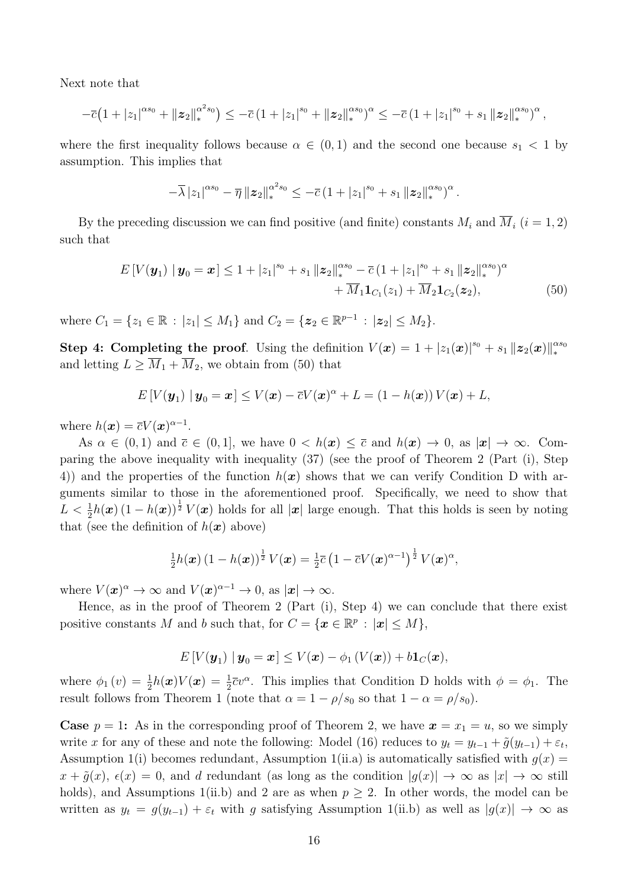Next note that

$$-\overline{c}\big(1+|z_1|^{\alpha s_0}+\|\boldsymbol{z}_2\|_*^{\alpha^2 s_0}\big)\leq -\overline{c}\left(1+|z_1|^{s_0}+\|\boldsymbol{z}_2\|_*^{\alpha s_0}\right)^{\alpha}\leq -\overline{c}\left(1+|z_1|^{s_0}+s_1\|\boldsymbol{z}_2\|_*^{\alpha s_0}\right)^{\alpha},$$

where the first inequality follows because $\alpha\in(0,1)$ and the second one because $s_1<1$ by assumption. This implies that

$$-\overline{\lambda}\,|z_1|^{\alpha s_0}-\overline{\eta}\,\|\boldsymbol{z}_2\|_*^{\alpha^2 s_0}\leq -\overline{c}\left(1+|z_1|^{s_0}+s_1\|\boldsymbol{z}_2\|_*^{\alpha s_0}\right)^{\alpha}.$$

By the preceding discussion we can find positive (and finite) constants $M_i$ and $\overline{M}_i$ $(i=1,2)$ such that

$$\begin{aligned}E\left[V(\boldsymbol{y}_1)\mid \boldsymbol{y}_0=\boldsymbol{x}\right]\leq 1+|z_1|^{s_0}+s_1\|\boldsymbol{z}_2\|_*^{\alpha s_0}-\overline{c}\left(1+|z_1|^{s_0}+s_1\|\boldsymbol{z}_2\|_*^{\alpha s_0}\right)^{\alpha}&\\ +\overline{M}_1\mathbf{1}_{C_1}(z_1)+\overline{M}_2\mathbf{1}_{C_2}(\boldsymbol{z}_2),&\qquad(50)\end{aligned}$$

where $C_1=\{z_1\in\mathbb{R}:|z_1|\leq M_1\}$ and $C_2=\{\boldsymbol{z}_2\in\mathbb{R}^{p-1}:|\boldsymbol{z}_2|\leq M_2\}$.

**Step 4: Completing the proof**. Using the definition $V(\boldsymbol{x})=1+|z_1(\boldsymbol{x})|^{s_0}+s_1\|\boldsymbol{z}_2(\boldsymbol{x})\|_*^{\alpha s_0}$ and letting $L\geq \overline{M}_1+\overline{M}_2$, we obtain from (50) that

$$E\left[V(\boldsymbol{y}_1)\mid \boldsymbol{y}_0=\boldsymbol{x}\right]\leq V(\boldsymbol{x})-\overline{c}V(\boldsymbol{x})^{\alpha}+L=(1-h(\boldsymbol{x}))\,V(\boldsymbol{x})+L,$$

where $h(\boldsymbol{x})=\overline{c}V(\boldsymbol{x})^{\alpha-1}$.

As $\alpha\in(0,1)$ and $\overline{c}\in(0,1]$, we have $0<h(\boldsymbol{x})\leq\overline{c}$ and $h(\boldsymbol{x})\to 0$, as $|\boldsymbol{x}|\to\infty$. Comparing the above inequality with inequality (37) (see the proof of Theorem 2 (Part (i), Step 4)) and the properties of the function $h(\boldsymbol{x})$ shows that we can verify Condition D with arguments similar to those in the aforementioned proof. Specifically, we need to show that $L<\frac{1}{2}h(\boldsymbol{x})\left(1-h(\boldsymbol{x})\right)^{\frac{1}{2}}V(\boldsymbol{x})$ holds for all $|\boldsymbol{x}|$ large enough. That this holds is seen by noting that (see the definition of $h(\boldsymbol{x})$ above)

$$\tfrac{1}{2}h(\boldsymbol{x})\left(1-h(\boldsymbol{x})\right)^{\frac{1}{2}}V(\boldsymbol{x})=\tfrac{1}{2}\overline{c}\left(1-\overline{c}V(\boldsymbol{x})^{\alpha-1}\right)^{\frac{1}{2}}V(\boldsymbol{x})^{\alpha},$$

where $V(\boldsymbol{x})^{\alpha}\to\infty$ and $V(\boldsymbol{x})^{\alpha-1}\to 0$, as $|\boldsymbol{x}|\to\infty$.

Hence, as in the proof of Theorem 2 (Part (i), Step 4) we can conclude that there exist positive constants $M$ and $b$ such that, for $C=\{\boldsymbol{x}\in\mathbb{R}^p:|\boldsymbol{x}|\leq M\}$,

$$E\left[V(\boldsymbol{y}_1)\mid \boldsymbol{y}_0=\boldsymbol{x}\right]\leq V(\boldsymbol{x})-\phi_1\left(V(\boldsymbol{x})\right)+b\mathbf{1}_C(\boldsymbol{x}),$$

where $\phi_1(v)=\frac{1}{2}h(\boldsymbol{x})V(\boldsymbol{x})=\frac{1}{2}\overline{c}v^{\alpha}$. This implies that Condition D holds with $\phi=\phi_1$. The result follows from Theorem 1 (note that $\alpha=1-\rho/s_0$ so that $1-\alpha=\rho/s_0$).

**Case $p=1$:** As in the corresponding proof of Theorem 2, we have $\boldsymbol{x}=x_1=u$, so we simply write $x$ for any of these and note the following: Model (16) reduces to $y_t=y_{t-1}+\tilde{g}(y_{t-1})+\varepsilon_t$, Assumption 1(i) becomes redundant, Assumption 1(ii.a) is automatically satisfied with $g(x)=x+\tilde{g}(x)$, $\epsilon(x)=0$, and $d$ redundant (as long as the condition $|g(x)|\to\infty$ as $|x|\to\infty$ still holds), and Assumptions 1(ii.b) and 2 are as when $p\geq 2$. In other words, the model can be written as $y_t=g(y_{t-1})+\varepsilon_t$ with $g$ satisfying Assumption 1(ii.b) as well as $|g(x)|\to\infty$ as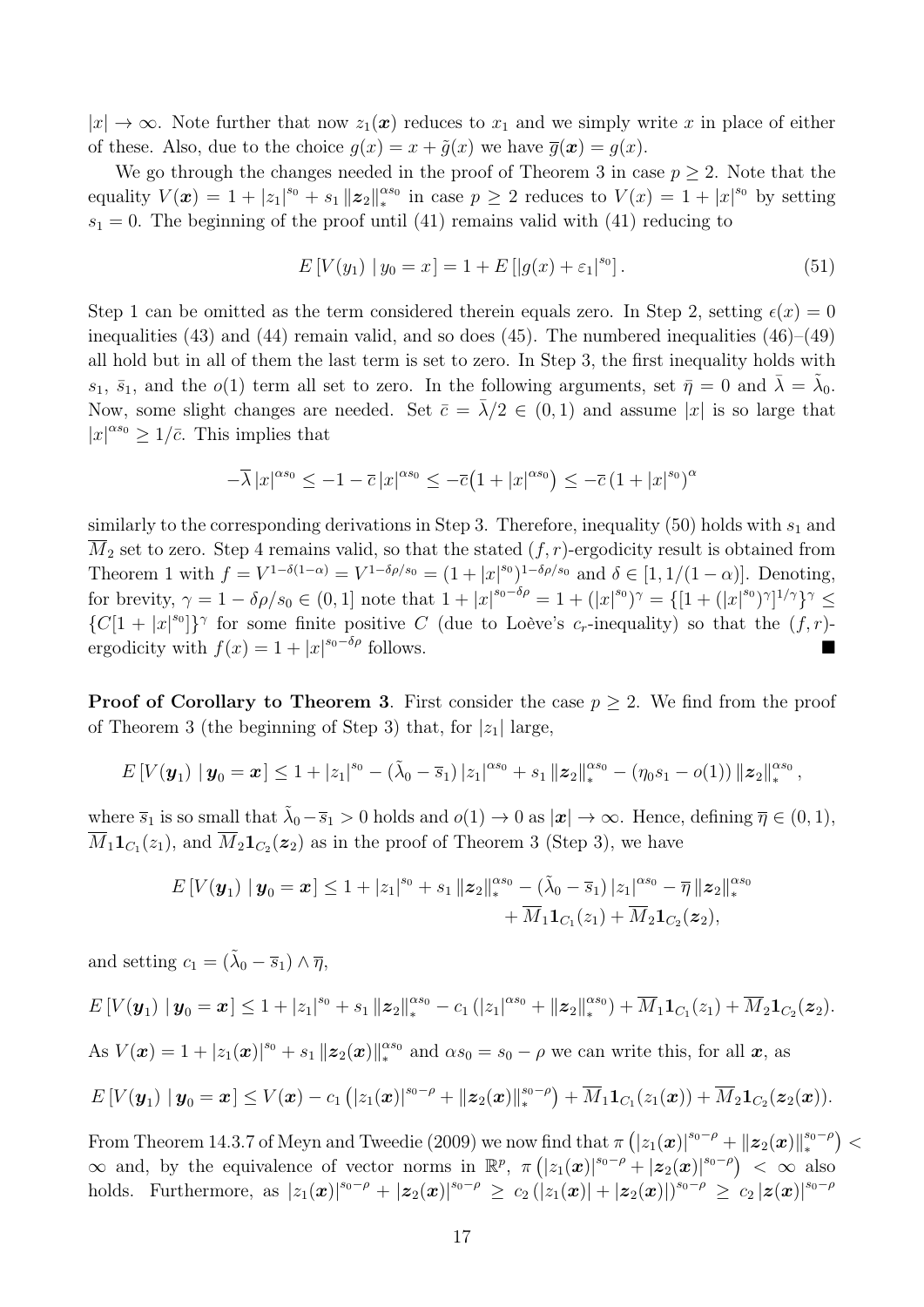$|x| \to \infty$. Note further that now $z_1(\boldsymbol{x})$ reduces to $x_1$ and we simply write $x$ in place of either of these. Also, due to the choice $g(x) = x + \tilde{g}(x)$ we have $\overline{g}(\boldsymbol{x}) = g(x)$.

We go through the changes needed in the proof of Theorem 3 in case $p \geq 2$. Note that the equality $V(\boldsymbol{x}) = 1 + |z_1|^{s_0} + s_1 \|\boldsymbol{z}_2\|_*^{\alpha s_0}$ in case $p \geq 2$ reduces to $V(x) = 1 + |x|^{s_0}$ by setting $s_1 = 0$. The beginning of the proof until (41) remains valid with (41) reducing to

$$E\left[V(y_1) \mid y_0 = x\right] = 1 + E\left[|g(x) + \varepsilon_1|^{s_0}\right]. \tag{51}$$

Step 1 can be omitted as the term considered therein equals zero. In Step 2, setting $\epsilon(x) = 0$ inequalities (43) and (44) remain valid, and so does (45). The numbered inequalities (46)–(49) all hold but in all of them the last term is set to zero. In Step 3, the first inequality holds with $s_1$, $\bar{s}_1$, and the $o(1)$ term all set to zero. In the following arguments, set $\bar{\eta} = 0$ and $\bar{\lambda} = \tilde{\lambda}_0$. Now, some slight changes are needed. Set $\bar{c} = \bar{\lambda}/2 \in (0,1)$ and assume $|x|$ is so large that $|x|^{\alpha s_0} \geq 1/\bar{c}$. This implies that

$$-\overline{\lambda}\,|x|^{\alpha s_0} \leq -1 - \overline{c}\,|x|^{\alpha s_0} \leq -\overline{c}\big(1 + |x|^{\alpha s_0}\big) \leq -\overline{c}\,(1 + |x|^{s_0})^{\alpha}$$

similarly to the corresponding derivations in Step 3. Therefore, inequality (50) holds with $s_1$ and $\overline{M}_2$ set to zero. Step 4 remains valid, so that the stated $(f, r)$-ergodicity result is obtained from Theorem 1 with $f = V^{1-\delta(1-\alpha)} = V^{1-\delta\rho/s_0} = (1 + |x|^{s_0})^{1-\delta\rho/s_0}$ and $\delta \in [1, 1/(1-\alpha)]$. Denoting, for brevity, $\gamma = 1 - \delta\rho/s_0 \in (0,1]$ note that $1 + |x|^{s_0 - \delta\rho} = 1 + (|x|^{s_0})^{\gamma} = \{[1 + (|x|^{s_0})^{\gamma}]^{1/\gamma}\}^{\gamma} \leq \{C[1 + |x|^{s_0}]\}^{\gamma}$ for some finite positive $C$ (due to Loève's $c_r$-inequality) so that the $(f, r)$-ergodicity with $f(x) = 1 + |x|^{s_0 - \delta\rho}$ follows. ■

**Proof of Corollary to Theorem 3**. First consider the case $p \geq 2$. We find from the proof of Theorem 3 (the beginning of Step 3) that, for $|z_1|$ large,

$$E\left[V(\boldsymbol{y}_1) \mid \boldsymbol{y}_0 = \boldsymbol{x}\right] \leq 1 + |z_1|^{s_0} - (\tilde{\lambda}_0 - \overline{s}_1)\,|z_1|^{\alpha s_0} + s_1 \|\boldsymbol{z}_2\|_*^{\alpha s_0} - (\eta_0 s_1 - o(1))\,\|\boldsymbol{z}_2\|_*^{\alpha s_0},$$

where $\overline{s}_1$ is so small that $\tilde{\lambda}_0 - \overline{s}_1 > 0$ holds and $o(1) \to 0$ as $|\boldsymbol{x}| \to \infty$. Hence, defining $\overline{\eta} \in (0,1)$, $\overline{M}_1 \mathbf{1}_{C_1}(z_1)$, and $\overline{M}_2 \mathbf{1}_{C_2}(\boldsymbol{z}_2)$ as in the proof of Theorem 3 (Step 3), we have

$$\begin{aligned}E\left[V(\boldsymbol{y}_1) \mid \boldsymbol{y}_0 = \boldsymbol{x}\right] \leq 1 + |z_1|^{s_0} + s_1 \|\boldsymbol{z}_2\|_*^{\alpha s_0} - (\tilde{\lambda}_0 - \overline{s}_1)\,|z_1|^{\alpha s_0} - \overline{\eta}\,\|\boldsymbol{z}_2\|_*^{\alpha s_0} \\ + \overline{M}_1 \mathbf{1}_{C_1}(z_1) + \overline{M}_2 \mathbf{1}_{C_2}(\boldsymbol{z}_2),\end{aligned}$$

and setting $c_1 = (\tilde{\lambda}_0 - \overline{s}_1) \wedge \overline{\eta}$,

$$E\left[V(\boldsymbol{y}_1) \mid \boldsymbol{y}_0 = \boldsymbol{x}\right] \leq 1 + |z_1|^{s_0} + s_1 \|\boldsymbol{z}_2\|_*^{\alpha s_0} - c_1\left(|z_1|^{\alpha s_0} + \|\boldsymbol{z}_2\|_*^{\alpha s_0}\right) + \overline{M}_1 \mathbf{1}_{C_1}(z_1) + \overline{M}_2 \mathbf{1}_{C_2}(\boldsymbol{z}_2).$$

As $V(\boldsymbol{x}) = 1 + |z_1(\boldsymbol{x})|^{s_0} + s_1 \|\boldsymbol{z}_2(\boldsymbol{x})\|_*^{\alpha s_0}$ and $\alpha s_0 = s_0 - \rho$ we can write this, for all $\boldsymbol{x}$, as

$$E\left[V(\boldsymbol{y}_1) \mid \boldsymbol{y}_0 = \boldsymbol{x}\right] \leq V(\boldsymbol{x}) - c_1\left(|z_1(\boldsymbol{x})|^{s_0-\rho} + \|\boldsymbol{z}_2(\boldsymbol{x})\|_*^{s_0-\rho}\right) + \overline{M}_1 \mathbf{1}_{C_1}(z_1(\boldsymbol{x})) + \overline{M}_2 \mathbf{1}_{C_2}(\boldsymbol{z}_2(\boldsymbol{x})).$$

From Theorem 14.3.7 of Meyn and Tweedie (2009) we now find that $\pi\left(|z_1(\boldsymbol{x})|^{s_0-\rho} + \|\boldsymbol{z}_2(\boldsymbol{x})\|_*^{s_0-\rho}\right) < \infty$ and, by the equivalence of vector norms in $\mathbb{R}^p$, $\pi\left(|z_1(\boldsymbol{x})|^{s_0-\rho} + |\boldsymbol{z}_2(\boldsymbol{x})|^{s_0-\rho}\right) < \infty$ also holds. Furthermore, as $|z_1(\boldsymbol{x})|^{s_0-\rho} + |\boldsymbol{z}_2(\boldsymbol{x})|^{s_0-\rho} \geq c_2\left(|z_1(\boldsymbol{x})| + |\boldsymbol{z}_2(\boldsymbol{x})|\right)^{s_0-\rho} \geq c_2\,|\boldsymbol{z}(\boldsymbol{x})|^{s_0-\rho}$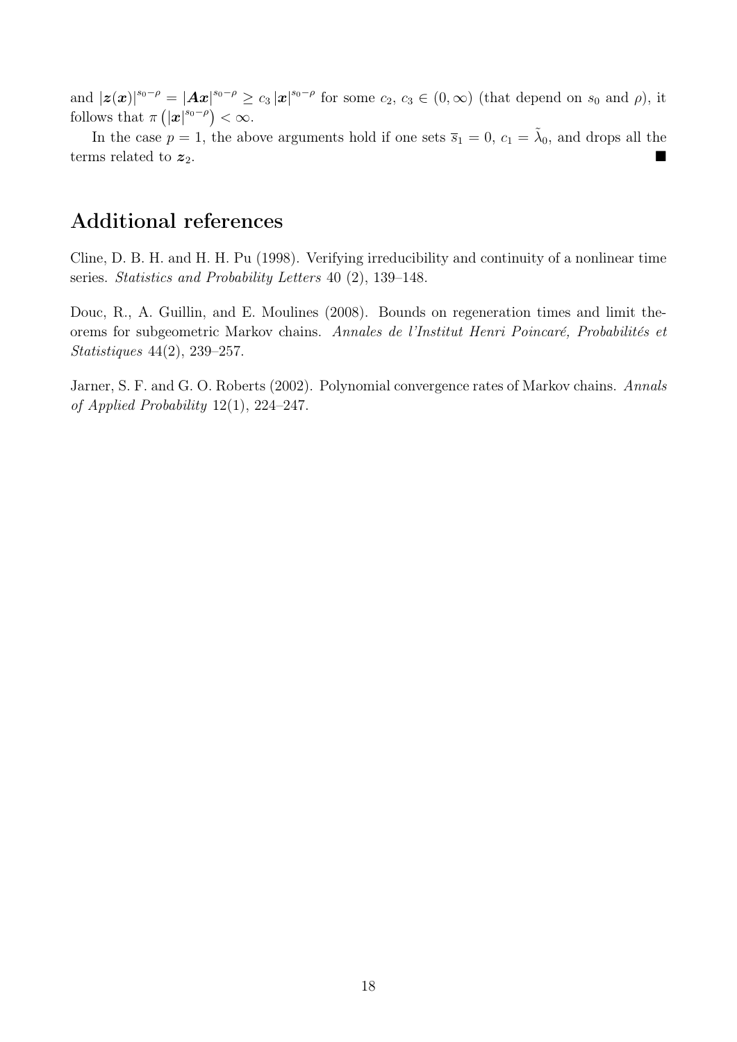and $|\boldsymbol{z}(\boldsymbol{x})|^{s_0-\rho} = |\boldsymbol{A}\boldsymbol{x}|^{s_0-\rho} \geq c_3 |\boldsymbol{x}|^{s_0-\rho}$ for some $c_2$, $c_3 \in (0, \infty)$ (that depend on $s_0$ and $\rho$), it follows that $\pi\left(|\boldsymbol{x}|^{s_0-\rho}\right) < \infty$.

In the case $p = 1$, the above arguments hold if one sets $\overline{s}_1 = 0$, $c_1 = \tilde{\lambda}_0$, and drops all the terms related to $\boldsymbol{z}_2$. ■

## Additional references

Cline, D. B. H. and H. H. Pu (1998). Verifying irreducibility and continuity of a nonlinear time series. *Statistics and Probability Letters* 40 (2), 139–148.

Douc, R., A. Guillin, and E. Moulines (2008). Bounds on regeneration times and limit theorems for subgeometric Markov chains. *Annales de l'Institut Henri Poincaré, Probabilités et Statistiques* 44(2), 239–257.

Jarner, S. F. and G. O. Roberts (2002). Polynomial convergence rates of Markov chains. *Annals of Applied Probability* 12(1), 224–247.